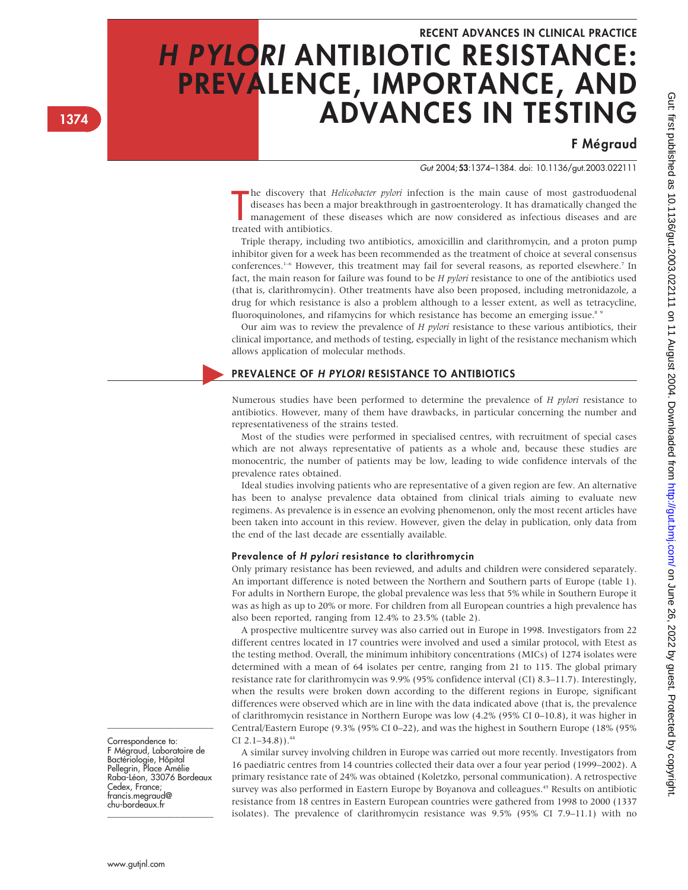RECENT ADVANCES IN CLINICAL PRACTICE

# *H PYLORI* ANTIBIOTIC RESISTANCE: PREVALENCE, IMPORTANCE, AND ADVANCES IN TESTING

**F Mégraud**

*Gut* 2004;**53**:1374–1384. doi: 10.1136/gut.2003.022111

The discovery that *Helicobacter pylori* infection is the main cause of most gastroduodenal diseases has been a major breakthrough in gastroenterology. It has dramatically changed the management of these diseases which are now considered as infectious diseases and are treated with antibiotics.

Triple therapy, including two antibiotics, amoxicillin and clarithromycin, and a proton pump inhibitor given for a week has been recommended as the treatment of choice at several consensus conferences.[1–6] However, this treatment may fail for several reasons, as reported elsewhere.[7] In fact, the main reason for failure was found to be *H pylori* resistance to one of the antibiotics used (that is, clarithromycin). Other treatments have also been proposed, including metronidazole, a drug for which resistance is also a problem although to a lesser extent, as well as tetracycline, fluoroquinolones, and rifamycins for which resistance has become an emerging issue.[8 9]

Our aim was to review the prevalence of *H pylori* resistance to these various antibiotics, their clinical importance, and methods of testing, especially in light of the resistance mechanism which allows application of molecular methods.

## PREVALENCE OF *H PYLORI* RESISTANCE TO ANTIBIOTICS

Numerous studies have been performed to determine the prevalence of *H pylori* resistance to antibiotics. However, many of them have drawbacks, in particular concerning the number and representativeness of the strains tested.

Most of the studies were performed in specialised centres, with recruitment of special cases which are not always representative of patients as a whole and, because these studies are monocentric, the number of patients may be low, leading to wide confidence intervals of the prevalence rates obtained.

Ideal studies involving patients who are representative of a given region are few. An alternative has been to analyse prevalence data obtained from clinical trials aiming to evaluate new regimens. As prevalence is in essence an evolving phenomenon, only the most recent articles have been taken into account in this review. However, given the delay in publication, only data from the end of the last decade are essentially available.

### Prevalence of *H pylori* resistance to clarithromycin

Only primary resistance has been reviewed, and adults and children were considered separately. An important difference is noted between the Northern and Southern parts of Europe (table 1). For adults in Northern Europe, the global prevalence was less that 5% while in Southern Europe it was as high as up to 20% or more. For children from all European countries a high prevalence has also been reported, ranging from 12.4% to 23.5% (table 2).

A prospective multicentre survey was also carried out in Europe in 1998. Investigators from 22 different centres located in 17 countries were involved and used a similar protocol, with Etest as the testing method. Overall, the minimum inhibitory concentrations (MICs) of 1274 isolates were determined with a mean of 64 isolates per centre, ranging from 21 to 115. The global primary resistance rate for clarithromycin was 9.9% (95% confidence interval (CI) 8.3–11.7). Interestingly, when the results were broken down according to the different regions in Europe, significant differences were observed which are in line with the data indicated above (that is, the prevalence of clarithromycin resistance in Northern Europe was low (4.2% (95% CI 0–10.8), it was higher in Central/Eastern Europe (9.3% (95% CI 0–22), and was the highest in Southern Europe (18% (95% CI 2.1–34.8)).[44]

A similar survey involving children in Europe was carried out more recently. Investigators from 16 paediatric centres from 14 countries collected their data over a four year period (1999–2002). A primary resistance rate of 24% was obtained (Koletzko, personal communication). A retrospective survey was also performed in Eastern Europe by Boyanova and colleagues.[45] Results on antibiotic resistance from 18 centres in Eastern European countries were gathered from 1998 to 2000 (1337 isolates). The prevalence of clarithromycin resistance was 9.5% (95% CI 7.9–11.1) with no

Correspondence to: F Mégraud, Laboratoire de Bactériologie, Hôpital Pellegrin, Place Amélie Raba-Léon, 33076 Bordeaux Cedex, France; francis.megraud@chu-bordeaux.fr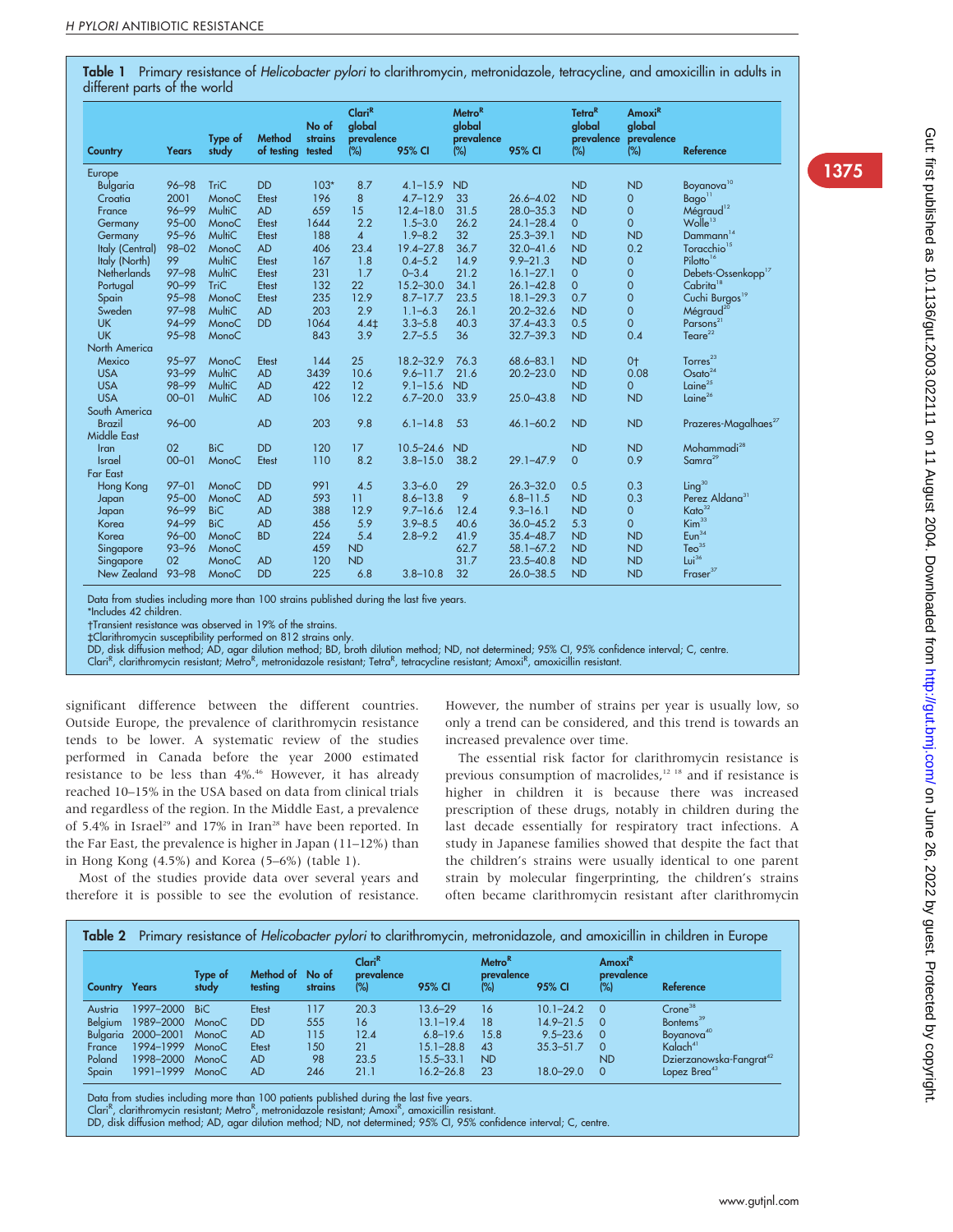**Table 1** Primary resistance of *Helicobacter pylori* to clarithromycin, metronidazole, tetracycline, and amoxicillin in adults in different parts of the world

| Country | Years | Type of study | Method of testing | No of strains tested | Clari$^R$ global prevalence (%) | 95% CI | Metro$^R$ global prevalence (%) | 95% CI | Tetra$^R$ global prevalence (%) | Amoxi$^R$ global prevalence (%) | Reference |
|---|---|---|---|---|---|---|---|---|---|---|---|
| Europe | | | | | | | | | | | |
| Bulgaria | 96–98 | TriC | DD | 103* | 8.7 | 4.1–15.9 | ND | | ND | ND | Boyanova[10] |
| Croatia | 2001 | MonoC | Etest | 196 | 8 | 4.7–12.9 | 33 | 26.6–4.02 | ND | 0 | Bago[11] |
| France | 96–99 | MultiC | AD | 659 | 15 | 12.4–18.0 | 31.5 | 28.0–35.3 | ND | 0 | Mégraud[12] |
| Germany | 95–00 | MonoC | Etest | 1644 | 2.2 | 1.5–3.0 | 26.2 | 24.1–28.4 | 0 | 0 | Wolle[13] |
| Germany | 95–96 | MultiC | Etest | 188 | 4 | 1.9–8.2 | 32 | 25.3–39.1 | ND | ND | Dammann[14] |
| Italy (Central) | 98–02 | MonoC | AD | 406 | 23.4 | 19.4–27.8 | 36.7 | 32.0–41.6 | ND | 0.2 | Toracchio[15] |
| Italy (North) | 99 | MultiC | Etest | 167 | 1.8 | 0.4–5.2 | 14.9 | 9.9–21.3 | ND | 0 | Pilotto[16] |
| Netherlands | 97–98 | MultiC | Etest | 231 | 1.7 | 0–3.4 | 21.2 | 16.1–27.1 | 0 | 0 | Debets-Ossenkopp[17] |
| Portugal | 90–99 | TriC | Etest | 132 | 22 | 15.2–30.0 | 34.1 | 26.1–42.8 | 0 | 0 | Cabrita[18] |
| Spain | 95–98 | MonoC | Etest | 235 | 12.9 | 8.7–17.7 | 23.5 | 18.1–29.3 | 0.7 | 0 | Cuchi Burgos[19] |
| Sweden | 97–98 | MultiC | AD | 203 | 2.9 | 1.1–6.3 | 26.1 | 20.2–32.6 | ND | 0 | Mégraud[20] |
| UK | 94–99 | MonoC | DD | 1064 | 4.4‡ | 3.3–5.8 | 40.3 | 37.4–43.3 | 0.5 | 0 | Parsons[21] |
| UK | 95–98 | MonoC | | 843 | 3.9 | 2.7–5.5 | 36 | 32.7–39.3 | ND | 0.4 | Teare[22] |
| North America | | | | | | | | | | | |
| Mexico | 95–97 | MonoC | Etest | 144 | 25 | 18.2–32.9 | 76.3 | 68.6–83.1 | ND | 0† | Torres[23] |
| USA | 93–99 | MultiC | AD | 3439 | 10.6 | 9.6–11.7 | 21.6 | 20.2–23.0 | ND | 0.08 | Osato[24] |
| USA | 98–99 | MultiC | AD | 422 | 12 | 9.1–15.6 | ND | | ND | 0 | Laine[25] |
| USA | 00–01 | MultiC | AD | 106 | 12.2 | 6.7–20.0 | 33.9 | 25.0–43.8 | ND | ND | Laine[26] |
| South America | | | | | | | | | | | |
| Brazil | 96–00 | | AD | 203 | 9.8 | 6.1–14.8 | 53 | 46.1–60.2 | ND | ND | Prazeres-Magalhaes[27] |
| Middle East | | | | | | | | | | | |
| Iran | 02 | BiC | DD | 120 | 17 | 10.5–24.6 | ND | | ND | ND | Mohammadi[28] |
| Israel | 00–01 | MonoC | Etest | 110 | 8.2 | 3.8–15.0 | 38.2 | 29.1–47.9 | 0 | 0.9 | Samra[29] |
| Far East | | | | | | | | | | | |
| Hong Kong | 97–01 | MonoC | DD | 991 | 4.5 | 3.3–6.0 | 29 | 26.3–32.0 | 0.5 | 0.3 | Ling[30] |
| Japan | 95–00 | MonoC | AD | 593 | 11 | 8.6–13.8 | 9 | 6.8–11.5 | ND | 0.3 | Perez Aldana[31] |
| Japan | 96–99 | BiC | AD | 388 | 12.9 | 9.7–16.6 | 12.4 | 9.3–16.1 | ND | 0 | Kato[32] |
| Korea | 94–99 | BiC | AD | 456 | 5.9 | 3.9–8.5 | 40.6 | 36.0–45.2 | 5.3 | 0 | Kim[33] |
| Korea | 96–00 | MonoC | BD | 224 | 5.4 | 2.8–9.2 | 41.9 | 35.4–48.7 | ND | ND | Eun[34] |
| Singapore | 93–96 | MonoC | | 459 | ND | | 62.7 | 58.1–67.2 | ND | ND | Teo[35] |
| Singapore | 02 | MonoC | AD | 120 | ND | | 31.7 | 23.5–40.8 | ND | ND | Lui[36] |
| New Zealand | 93–98 | MonoC | DD | 225 | 6.8 | 3.8–10.8 | 32 | 26.0–38.5 | ND | ND | Fraser[37] |

Data from studies including more than 100 strains published during the last five years.
*Includes 42 children.
†Transient resistance was observed in 19% of the strains.
‡Clarithromycin susceptibility performed on 812 strains only.
DD, disk diffusion method; AD, agar dilution method; BD, broth dilution method; ND, not determined; 95% CI, 95% confidence interval; C, centre.
Clari$^R$, clarithromycin resistant; Metro$^R$, metronidazole resistant; Tetra$^R$, tetracycline resistant; Amoxi$^R$, amoxicillin resistant.

significant difference between the different countries. Outside Europe, the prevalence of clarithromycin resistance tends to be lower. A systematic review of the studies performed in Canada before the year 2000 estimated resistance to be less than 4%.[46] However, it has already reached 10–15% in the USA based on data from clinical trials and regardless of the region. In the Middle East, a prevalence of 5.4% in Israel[29] and 17% in Iran[28] have been reported. In the Far East, the prevalence is higher in Japan (11–12%) than in Hong Kong (4.5%) and Korea (5–6%) (table 1).

Most of the studies provide data over several years and therefore it is possible to see the evolution of resistance. However, the number of strains per year is usually low, so only a trend can be considered, and this trend is towards an increased prevalence over time.

The essential risk factor for clarithromycin resistance is previous consumption of macrolides,[12 18] and if resistance is higher in children it is because there was increased prescription of these drugs, notably in children during the last decade essentially for respiratory tract infections. A study in Japanese families showed that despite the fact that the children's strains were usually identical to one parent strain by molecular fingerprinting, the children's strains often became clarithromycin resistant after clarithromycin

**Table 2** Primary resistance of *Helicobacter pylori* to clarithromycin, metronidazole, and amoxicillin in children in Europe

| Country | Years | Type of study | Method of testing | No of strains | Clari$^R$ prevalence (%) | 95% CI | Metro$^R$ prevalence (%) | 95% CI | Amoxi$^R$ prevalence (%) | Reference |
|---|---|---|---|---|---|---|---|---|---|---|
| Austria | 1997–2000 | BiC | Etest | 117 | 20.3 | 13.6–29 | 16 | 10.1–24.2 | 0 | Crone[38] |
| Belgium | 1989–2000 | MonoC | DD | 555 | 16 | 13.1–19.4 | 18 | 14.9–21.5 | 0 | Bontems[39] |
| Bulgaria | 2000–2001 | MonoC | AD | 115 | 12.4 | 6.8–19.6 | 15.8 | 9.5–23.6 | 0 | Boyanova[40] |
| France | 1994–1999 | MonoC | Etest | 150 | 21 | 15.1–28.8 | 43 | 35.3–51.7 | 0 | Kalach[41] |
| Poland | 1998–2000 | MonoC | AD | 98 | 23.5 | 15.5–33.1 | ND | | ND | Dzierzanowska-Fangrat[42] |
| Spain | 1991–1999 | MonoC | AD | 246 | 21.1 | 16.2–26.8 | 23 | 18.0–29.0 | 0 | Lopez Brea[43] |

Data from studies including more than 100 patients published during the last five years.
Clari$^R$, clarithromycin resistant; Metro$^R$, metronidazole resistant; Amoxi$^R$, amoxicillin resistant.
DD, disk diffusion method; AD, agar dilution method; ND, not determined; 95% CI, 95% confidence interval; C, centre.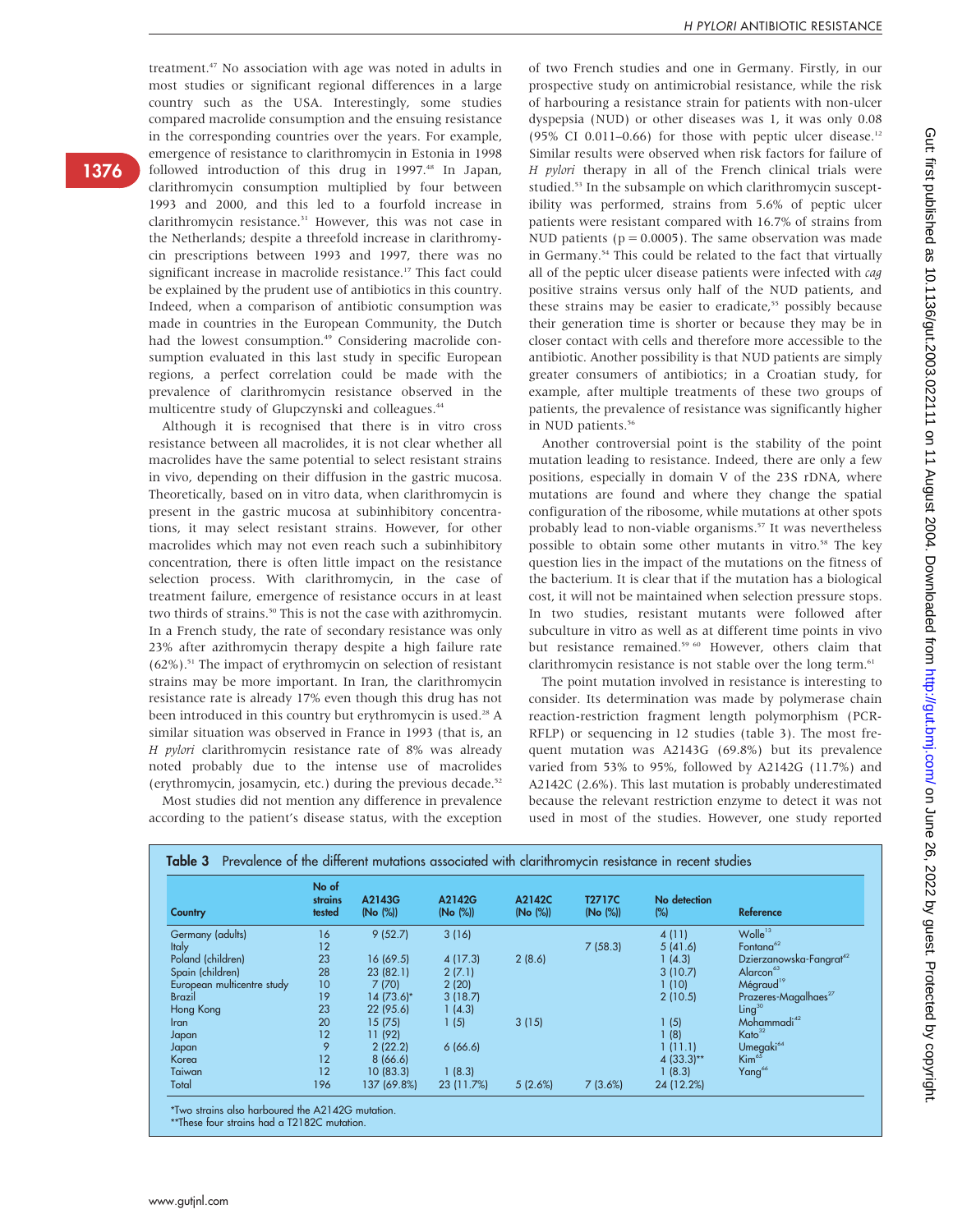treatment.[47] No association with age was noted in adults in most studies or significant regional differences in a large country such as the USA. Interestingly, some studies compared macrolide consumption and the ensuing resistance in the corresponding countries over the years. For example, emergence of resistance to clarithromycin in Estonia in 1998 followed introduction of this drug in 1997.[48] In Japan, clarithromycin consumption multiplied by four between 1993 and 2000, and this led to a fourfold increase in clarithromycin resistance.[31] However, this was not case in the Netherlands; despite a threefold increase in clarithromycin prescriptions between 1993 and 1997, there was no significant increase in macrolide resistance.[17] This fact could be explained by the prudent use of antibiotics in this country. Indeed, when a comparison of antibiotic consumption was made in countries in the European Community, the Dutch had the lowest consumption.[49] Considering macrolide consumption evaluated in this last study in specific European regions, a perfect correlation could be made with the prevalence of clarithromycin resistance observed in the multicentre study of Glupczynski and colleagues.[44]

Although it is recognised that there is in vitro cross resistance between all macrolides, it is not clear whether all macrolides have the same potential to select resistant strains in vivo, depending on their diffusion in the gastric mucosa. Theoretically, based on in vitro data, when clarithromycin is present in the gastric mucosa at subinhibitory concentrations, it may select resistant strains. However, for other macrolides which may not even reach such a subinhibitory concentration, there is often little impact on the resistance selection process. With clarithromycin, in the case of treatment failure, emergence of resistance occurs in at least two thirds of strains.[50] This is not the case with azithromycin. In a French study, the rate of secondary resistance was only 23% after azithromycin therapy despite a high failure rate (62%).[51] The impact of erythromycin on selection of resistant strains may be more important. In Iran, the clarithromycin resistance rate is already 17% even though this drug has not been introduced in this country but erythromycin is used.[28] A similar situation was observed in France in 1993 (that is, an *H pylori* clarithromycin resistance rate of 8% was already noted probably due to the intense use of macrolides (erythromycin, josamycin, etc.) during the previous decade.[52]

Most studies did not mention any difference in prevalence according to the patient's disease status, with the exception of two French studies and one in Germany. Firstly, in our prospective study on antimicrobial resistance, while the risk of harbouring a resistance strain for patients with non-ulcer dyspepsia (NUD) or other diseases was 1, it was only 0.08 (95% CI 0.011–0.66) for those with peptic ulcer disease.[12] Similar results were observed when risk factors for failure of *H pylori* therapy in all of the French clinical trials were studied.[53] In the subsample on which clarithromycin susceptibility was performed, strains from 5.6% of peptic ulcer patients were resistant compared with 16.7% of strains from NUD patients ($p = 0.0005$). The same observation was made in Germany.[54] This could be related to the fact that virtually all of the peptic ulcer disease patients were infected with *cag* positive strains versus only half of the NUD patients, and these strains may be easier to eradicate,[55] possibly because their generation time is shorter or because they may be in closer contact with cells and therefore more accessible to the antibiotic. Another possibility is that NUD patients are simply greater consumers of antibiotics; in a Croatian study, for example, after multiple treatments of these two groups of patients, the prevalence of resistance was significantly higher in NUD patients.[56]

Another controversial point is the stability of the point mutation leading to resistance. Indeed, there are only a few positions, especially in domain V of the 23S rDNA, where mutations are found and where they change the spatial configuration of the ribosome, while mutations at other spots probably lead to non-viable organisms.[57] It was nevertheless possible to obtain some other mutants in vitro.[58] The key question lies in the impact of the mutations on the fitness of the bacterium. It is clear that if the mutation has a biological cost, it will not be maintained when selection pressure stops. In two studies, resistant mutants were followed after subculture in vitro as well as at different time points in vivo but resistance remained.[59,60] However, others claim that clarithromycin resistance is not stable over the long term.[61]

The point mutation involved in resistance is interesting to consider. Its determination was made by polymerase chain reaction-restriction fragment length polymorphism (PCR-RFLP) or sequencing in 12 studies (table 3). The most frequent mutation was A2143G (69.8%) but its prevalence varied from 53% to 95%, followed by A2142G (11.7%) and A2142C (2.6%). This last mutation is probably underestimated because the relevant restriction enzyme to detect it was not used in most of the studies. However, one study reported

**Table 3** Prevalence of the different mutations associated with clarithromycin resistance in recent studies

| Country | No of strains tested | A2143G (No (%)) | A2142G (No (%)) | A2142C (No (%)) | T2717C (No (%)) | No detection (%) | Reference |
|---|---|---|---|---|---|---|---|
| Germany (adults) | 16 | 9 (52.7) | 3 (16) | | | 4 (11) | Wolle[13] |
| Italy | 12 | | | | 7 (58.3) | 5 (41.6) | Fontana[62] |
| Poland (children) | 23 | 16 (69.5) | 4 (17.3) | 2 (8.6) | | 1 (4.3) | Dzierzanowska-Fangrat[42] |
| Spain (children) | 28 | 23 (82.1) | 2 (7.1) | | | 3 (10.7) | Alarcon[63] |
| European multicentre study | 10 | 7 (70) | 2 (20) | | | 1 (10) | Mégraud[19] |
| Brazil | 19 | 14 (73.6)* | 3 (18.7) | | | 2 (10.5) | Prazeres-Magalhaes[27] |
| Hong Kong | 23 | 22 (95.6) | 1 (4.3) | | | | Ling[30] |
| Iran | 20 | 15 (75) | 1 (5) | 3 (15) | | 1 (5) | Mohammadi[42] |
| Japan | 12 | 11 (92) | | | | 1 (8) | Kato[32] |
| Japan | 9 | 2 (22.2) | 6 (66.6) | | | 1 (11.1) | Umegaki[64] |
| Korea | 12 | 8 (66.6) | | | | 4 (33.3)** | Kim[65] |
| Taiwan | 12 | 10 (83.3) | 1 (8.3) | | | 1 (8.3) | Yang[66] |
| Total | 196 | 137 (69.8%) | 23 (11.7%) | 5 (2.6%) | 7 (3.6%) | 24 (12.2%) | |

*Two strains also harboured the A2142G mutation.
**These four strains had a T2182C mutation.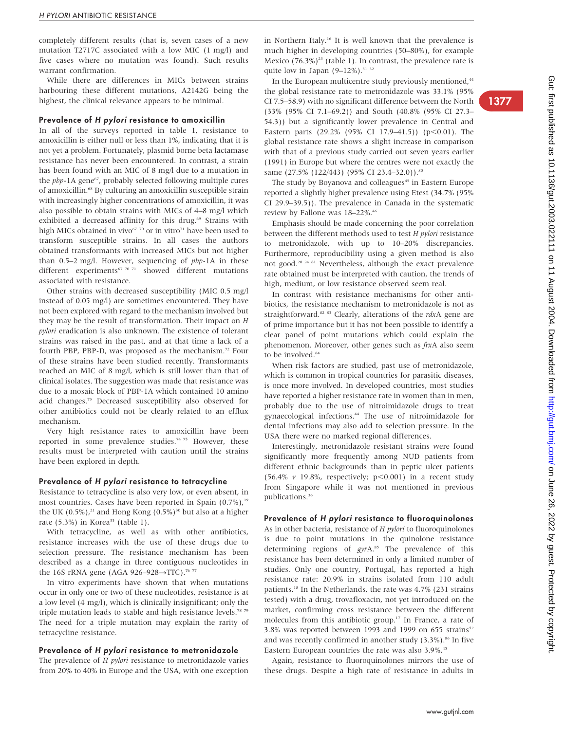completely different results (that is, seven cases of a new mutation T2717C associated with a low MIC (1 mg/l) and five cases where no mutation was found). Such results warrant confirmation.

While there are differences in MICs between strains harbouring these different mutations, A2142G being the highest, the clinical relevance appears to be minimal.

### Prevalence of *H pylori* resistance to amoxicillin

In all of the surveys reported in table 1, resistance to amoxicillin is either null or less than 1%, indicating that it is not yet a problem. Fortunately, plasmid borne beta lactamase resistance has never been encountered. In contrast, a strain has been found with an MIC of 8 mg/l due to a mutation in the *pbp*-1A gene[67], probably selected following multiple cures of amoxicillin.[68] By culturing an amoxicillin susceptible strain with increasingly higher concentrations of amoxicillin, it was also possible to obtain strains with MICs of 4–8 mg/l which exhibited a decreased affinity for this drug.[69] Strains with high MICs obtained in vivo[67 70] or in vitro[71] have been used to transform susceptible strains. In all cases the authors obtained transformants with increased MICs but not higher than 0.5–2 mg/l. However, sequencing of *pbp*-1A in these different experiments[67 70 71] showed different mutations associated with resistance.

Other strains with decreased susceptibility (MIC 0.5 mg/l instead of 0.05 mg/l) are sometimes encountered. They have not been explored with regard to the mechanism involved but they may be the result of transformation. Their impact on *H pylori* eradication is also unknown. The existence of tolerant strains was raised in the past, and at that time a lack of a fourth PBP, PBP-D, was proposed as the mechanism.[72] Four of these strains have been studied recently. Transformants reached an MIC of 8 mg/l, which is still lower than that of clinical isolates. The suggestion was made that resistance was due to a mosaic block of PBP-1A which contained 10 amino acid changes.[73] Decreased susceptibility also observed for other antibiotics could not be clearly related to an efflux mechanism.

Very high resistance rates to amoxicillin have been reported in some prevalence studies.[74 75] However, these results must be interpreted with caution until the strains have been explored in depth.

### Prevalence of *H pylori* resistance to tetracycline

Resistance to tetracycline is also very low, or even absent, in most countries. Cases have been reported in Spain (0.7%),[19] the UK (0.5%),[21] and Hong Kong (0.5%)[30] but also at a higher rate (5.3%) in Korea[33] (table 1).

With tetracycline, as well as with other antibiotics, resistance increases with the use of these drugs due to selection pressure. The resistance mechanism has been described as a change in three contiguous nucleotides in the 16S rRNA gene (AGA 926–928→TTC).[76 77]

In vitro experiments have shown that when mutations occur in only one or two of these nucleotides, resistance is at a low level (4 mg/l), which is clinically insignificant; only the triple mutation leads to stable and high resistance levels.[78 79] The need for a triple mutation may explain the rarity of tetracycline resistance.

### Prevalence of *H pylori* resistance to metronidazole

The prevalence of *H pylori* resistance to metronidazole varies from 20% to 40% in Europe and the USA, with one exception in Northern Italy.[16] It is well known that the prevalence is much higher in developing countries (50–80%), for example Mexico (76.3%)[23] (table 1). In contrast, the prevalence rate is quite low in Japan (9–12%).[31 32]

In the European multicentre study previously mentioned,[44] the global resistance rate to metronidazole was 33.1% (95% CI 7.5–58.9) with no significant difference between the North (33% (95% CI 7.1–69.2)) and South (40.8% (95% CI 27.3–54.3)) but a significantly lower prevalence in Central and Eastern parts (29.2% (95% CI 17.9–41.5)) ($p<0.01$). The global resistance rate shows a slight increase in comparison with that of a previous study carried out seven years earlier (1991) in Europe but where the centres were not exactly the same (27.5% (122/443) (95% CI 23.4–32.0)).[80]

The study by Boyanova and colleagues[45] in Eastern Europe reported a slightly higher prevalence using Etest (34.7% (95% CI 29.9–39.5)). The prevalence in Canada in the systematic review by Fallone was 18–22%.[46]

Emphasis should be made concerning the poor correlation between the different methods used to test *H pylori* resistance to metronidazole, with up to 10–20% discrepancies. Furthermore, reproducibility using a given method is also not good.[20 24 81] Nevertheless, although the exact prevalence rate obtained must be interpreted with caution, the trends of high, medium, or low resistance observed seem real.

In contrast with resistance mechanisms for other antibiotics, the resistance mechanism to metronidazole is not as straightforward.[82 83] Clearly, alterations of the *rdx*A gene are of prime importance but it has not been possible to identify a clear panel of point mutations which could explain the phenomenon. Moreover, other genes such as *frx*A also seem to be involved.[84]

When risk factors are studied, past use of metronidazole, which is common in tropical countries for parasitic diseases, is once more involved. In developed countries, most studies have reported a higher resistance rate in women than in men, probably due to the use of nitroimidazole drugs to treat gynaecological infections.[44] The use of nitroimidazole for dental infections may also add to selection pressure. In the USA there were no marked regional differences.

Interestingly, metronidazole resistant strains were found significantly more frequently among NUD patients from different ethnic backgrounds than in peptic ulcer patients (56.4% *v* 19.8%, respectively; $p<0.001$) in a recent study from Singapore while it was not mentioned in previous publications.[36]

### Prevalence of *H pylori* resistance to fluoroquinolones

As in other bacteria, resistance of *H pylori* to fluoroquinolones is due to point mutations in the quinolone resistance determining regions of *gyr*A.[85] The prevalence of this resistance has been determined in only a limited number of studies. Only one country, Portugal, has reported a high resistance rate: 20.9% in strains isolated from 110 adult patients.[18] In the Netherlands, the rate was 4.7% (231 strains tested) with a drug, trovafloxacin, not yet introduced on the market, confirming cross resistance between the different molecules from this antibiotic group.[17] In France, a rate of 3.8% was reported between 1993 and 1999 on 655 strains[52] and was recently confirmed in another study (3.3%).[86] In five Eastern European countries the rate was also 3.9%.[45]

Again, resistance to fluoroquinolones mirrors the use of these drugs. Despite a high rate of resistance in adults in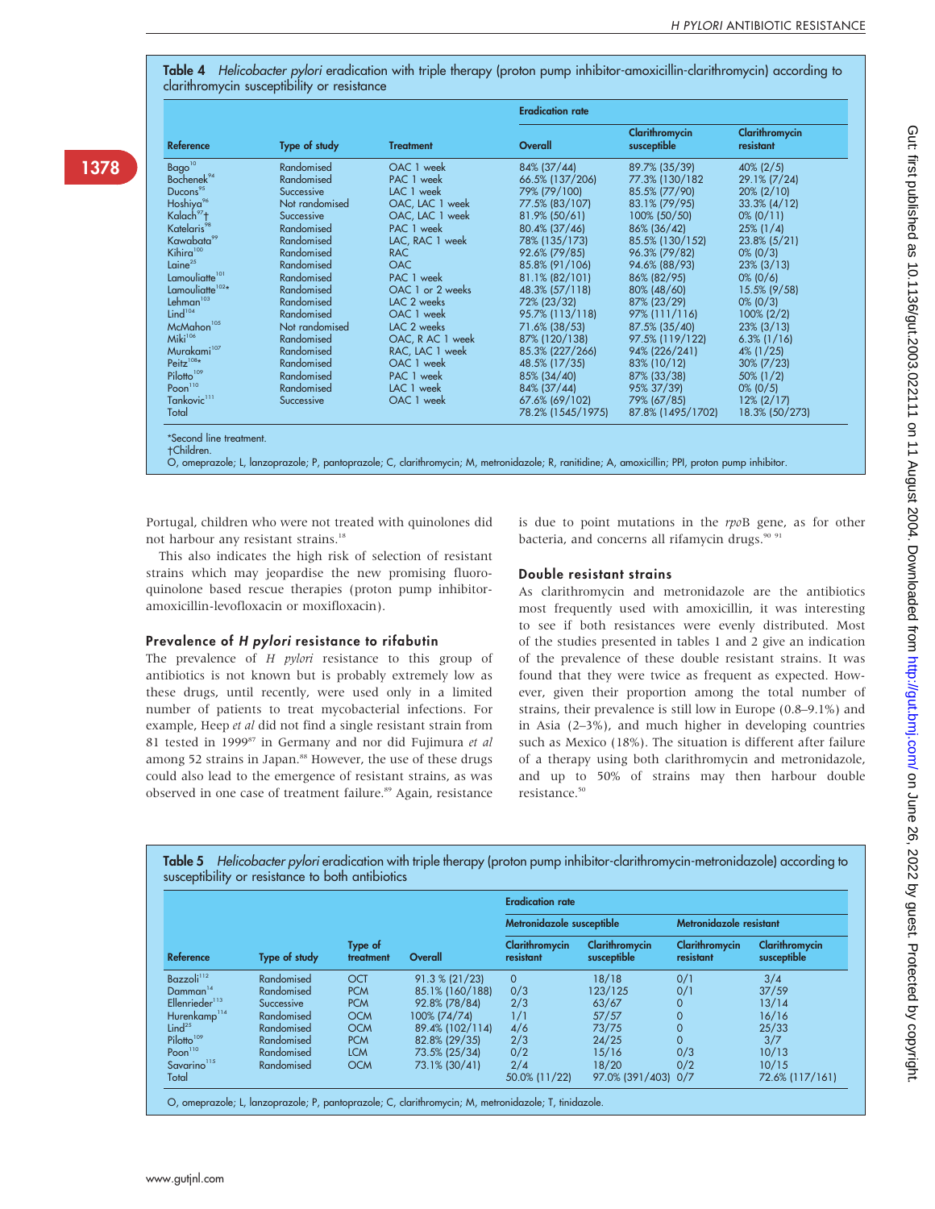**Table 4** *Helicobacter pylori* eradication with triple therapy (proton pump inhibitor-amoxicillin-clarithromycin) according to clarithromycin susceptibility or resistance

| Reference | Type of study | Treatment | Eradication rate: Overall | Clarithromycin susceptible | Clarithromycin resistant |
|---|---|---|---|---|---|
| Bago[10] | Randomised | OAC 1 week | 84% (37/44) | 89.7% (35/39) | 40% (2/5) |
| Bochenek[94] | Randomised | PAC 1 week | 66.5% (137/206) | 77.3% (130/182 | 29.1% (7/24) |
| Ducons[95] | Successive | LAC 1 week | 79% (79/100) | 85.5% (77/90) | 20% (2/10) |
| Hoshiya[96] | Not randomised | OAC, LAC 1 week | 77.5% (83/107) | 83.1% (79/95) | 33.3% (4/12) |
| Kalach[97]† | Successive | OAC, LAC 1 week | 81.9% (50/61) | 100% (50/50) | 0% (0/11) |
| Katelaris[98] | Randomised | PAC 1 week | 80.4% (37/46) | 86% (36/42) | 25% (1/4) |
| Kawabata[99] | Randomised | LAC, RAC 1 week | 78% (135/173) | 85.5% (130/152) | 23.8% (5/21) |
| Kihira[100] | Randomised | RAC | 92.6% (79/85) | 96.3% (79/82) | 0% (0/3) |
| Laine[25] | Randomised | OAC | 85.8% (91/106) | 94.6% (88/93) | 23% (3/13) |
| Lamouliatte[101] | Randomised | PAC 1 week | 81.1% (82/101) | 86% (82/95) | 0% (0/6) |
| Lamouliatte[102]* | Randomised | OAC 1 or 2 weeks | 48.3% (57/118) | 80% (48/60) | 15.5% (9/58) |
| Lehman[103] | Randomised | LAC 2 weeks | 72% (23/32) | 87% (23/29) | 0% (0/3) |
| Lind[104] | Randomised | OAC 1 week | 95.7% (113/118) | 97% (111/116) | 100% (2/2) |
| McMahon[105] | Not randomised | LAC 2 weeks | 71.6% (38/53) | 87.5% (35/40) | 23% (3/13) |
| Miki[106] | Randomised | OAC, R AC 1 week | 87% (120/138) | 97.5% (119/122) | 6.3% (1/16) |
| Murakami[107] | Randomised | RAC, LAC 1 week | 85.3% (227/266) | 94% (226/241) | 4% (1/25) |
| Peitz[108]* | Randomised | OAC 1 week | 48.5% (17/35) | 83% (10/12) | 30% (7/23) |
| Pilotto[109] | Randomised | PAC 1 week | 85% (34/40) | 87% (33/38) | 50% (1/2) |
| Poon[110] | Randomised | LAC 1 week | 84% (37/44) | 95% 37/39) | 0% (0/5) |
| Tankovic[111] | Successive | OAC 1 week | 67.6% (69/102) | 79% (67/85) | 12% (2/17) |
| Total | | | 78.2% (1545/1975) | 87.8% (1495/1702) | 18.3% (50/273) |

*Second line treatment.
†Children.
O, omeprazole; L, lanzoprazole; P, pantoprazole; C, clarithromycin; M, metronidazole; R, ranitidine; A, amoxicillin; PPI, proton pump inhibitor.

Portugal, children who were not treated with quinolones did not harbour any resistant strains.[18]

This also indicates the high risk of selection of resistant strains which may jeopardise the new promising fluoroquinolone based rescue therapies (proton pump inhibitor-amoxicillin-levofloxacin or moxifloxacin).

### Prevalence of *H pylori* resistance to rifabutin

The prevalence of *H pylori* resistance to this group of antibiotics is not known but is probably extremely low as these drugs, until recently, were used only in a limited number of patients to treat mycobacterial infections. For example, Heep *et al* did not find a single resistant strain from 81 tested in 1999[87] in Germany and nor did Fujimura *et al* among 52 strains in Japan.[88] However, the use of these drugs could also lead to the emergence of resistant strains, as was observed in one case of treatment failure.[89] Again, resistance is due to point mutations in the *rpo*B gene, as for other bacteria, and concerns all rifamycin drugs.[90 91]

### Double resistant strains

As clarithromycin and metronidazole are the antibiotics most frequently used with amoxicillin, it was interesting to see if both resistances were evenly distributed. Most of the studies presented in tables 1 and 2 give an indication of the prevalence of these double resistant strains. It was found that they were twice as frequent as expected. However, given their proportion among the total number of strains, their prevalence is still low in Europe (0.8–9.1%) and in Asia (2–3%), and much higher in developing countries such as Mexico (18%). The situation is different after failure of a therapy using both clarithromycin and metronidazole, and up to 50% of strains may then harbour double resistance.[50]

**Table 5** *Helicobacter pylori* eradication with triple therapy (proton pump inhibitor-clarithromycin-metronidazole) according to susceptibility or resistance to both antibiotics

| Reference | Type of study | Type of treatment | Eradication rate: Overall | Metronidazole susceptible: Clarithromycin resistant | Metronidazole susceptible: Clarithromycin susceptible | Metronidazole resistant: Clarithromycin resistant | Metronidazole resistant: Clarithromycin susceptible |
|---|---|---|---|---|---|---|---|
| Bazzoli[112] | Randomised | OCT | 91.3 % (21/23) | 0 | 18/18 | 0/1 | 3/4 |
| Damman[14] | Randomised | PCM | 85.1% (160/188) | 0/3 | 123/125 | 0/1 | 37/59 |
| Ellenrieder[113] | Successive | PCM | 92.8% (78/84) | 2/3 | 63/67 | 0 | 13/14 |
| Hurenkamp[114] | Randomised | OCM | 100% (74/74) | 1/1 | 57/57 | 0 | 16/16 |
| Lind[25] | Randomised | OCM | 89.4% (102/114) | 4/6 | 73/75 | 0 | 25/33 |
| Pilotto[109] | Randomised | PCM | 82.8% (29/35) | 2/3 | 24/25 | 0 | 3/7 |
| Poon[110] | Randomised | LCM | 73.5% (25/34) | 0/2 | 15/16 | 0/3 | 10/13 |
| Savarino[115] | Randomised | OCM | 73.1% (30/41) | 2/4 | 18/20 | 0/2 | 10/15 |
| Total | | | | 50.0% (11/22) | 97.0% (391/403) | 0/7 | 72.6% (117/161) |

O, omeprazole; L, lanzoprazole; P, pantoprazole; C, clarithromycin; M, metronidazole; T, tinidazole.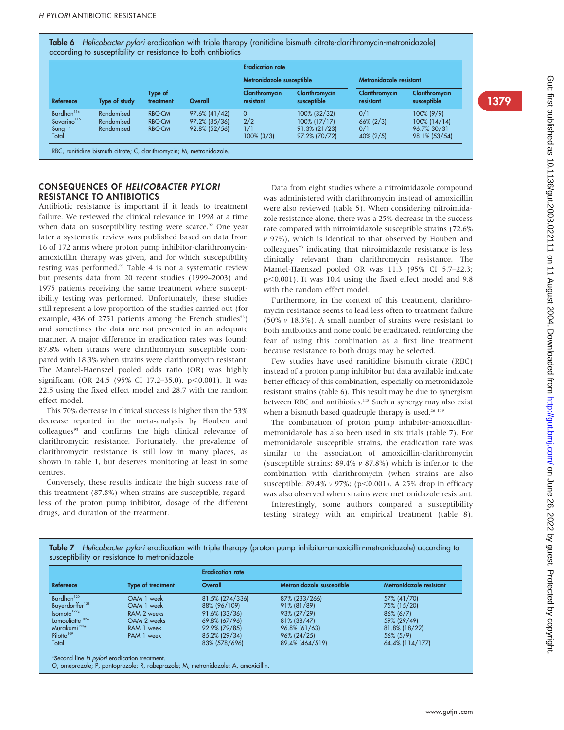**Table 6** *Helicobacter pylori* eradication with triple therapy (ranitidine bismuth citrate-clarithromycin-metronidazole) according to susceptibility or resistance to both antibiotics

| | | | Eradication rate | | | | |
|---|---|---|---|---|---|---|---|
| | | | | Metronidazole susceptible | | Metronidazole resistant | |
| Reference | Type of study | Type of treatment | Overall | Clarithromycin resistant | Clarithromycin susceptible | Clarithromycin resistant | Clarithromycin susceptible |
| Bardhan[116] | Randomised | RBC-CM | 97.6% (41/42) | 0 | 100% (32/32) | 0/1 | 100% (9/9) |
| Savarino[115] | Randomised | RBC-CM | 97.2% (35/36) | 2/2 | 100% (17/17) | 66% (2/3) | 100% (14/14) |
| Sung[117] | Randomised | RBC-CM | 92.8% (52/56) | 1/1 | 91.3% (21/23) | 0/1 | 96.7% 30/31 |
| Total | | | | 100% (3/3) | 97.2% (70/72) | 40% (2/5) | 98.1% (53/54) |

RBC, ranitidine bismuth citrate; C, clarithromycin; M, metronidazole.

## CONSEQUENCES OF *HELICOBACTER PYLORI* RESISTANCE TO ANTIBIOTICS

Antibiotic resistance is important if it leads to treatment failure. We reviewed the clinical relevance in 1998 at a time when data on susceptibility testing were scarce.[92] One year later a systematic review was published based on data from 16 of 172 arms where proton pump inhibitor-clarithromycin-amoxicillin therapy was given, and for which susceptibility testing was performed.[93] Table 4 is not a systematic review but presents data from 20 recent studies (1999–2003) and 1975 patients receiving the same treatment where susceptibility testing was performed. Unfortunately, these studies still represent a low proportion of the studies carried out (for example, 436 of 2751 patients among the French studies[53]) and sometimes the data are not presented in an adequate manner. A major difference in eradication rates was found: 87.8% when strains were clarithromycin susceptible compared with 18.3% when strains were clarithromycin resistant. The Mantel-Haenszel pooled odds ratio (OR) was highly significant (OR 24.5 (95% CI 17.2–35.0), $p<0.001$). It was 22.5 using the fixed effect model and 28.7 with the random effect model.

This 70% decrease in clinical success is higher than the 53% decrease reported in the meta-analysis by Houben and colleagues[93] and confirms the high clinical relevance of clarithromycin resistance. Fortunately, the prevalence of clarithromycin resistance is still low in many places, as shown in table 1, but deserves monitoring at least in some centres.

Conversely, these results indicate the high success rate of this treatment (87.8%) when strains are susceptible, regardless of the proton pump inhibitor, dosage of the different drugs, and duration of the treatment.

Data from eight studies where a nitroimidazole compound was administered with clarithromycin instead of amoxicillin were also reviewed (table 5). When considering nitroimidazole resistance alone, there was a 25% decrease in the success rate compared with nitroimidazole susceptible strains (72.6% *v* 97%), which is identical to that observed by Houben and colleagues[93] indicating that nitroimidazole resistance is less clinically relevant than clarithromycin resistance. The Mantel-Haenszel pooled OR was 11.3 (95% CI 5.7–22.3; $p<0.001$). It was 10.4 using the fixed effect model and 9.8 with the random effect model.

Furthermore, in the context of this treatment, clarithromycin resistance seems to lead less often to treatment failure (50% *v* 18.3%). A small number of strains were resistant to both antibiotics and none could be eradicated, reinforcing the fear of using this combination as a first line treatment because resistance to both drugs may be selected.

Few studies have used ranitidine bismuth citrate (RBC) instead of a proton pump inhibitor but data available indicate better efficacy of this combination, especially on metronidazole resistant strains (table 6). This result may be due to synergism between RBC and antibiotics.[118] Such a synergy may also exist when a bismuth based quadruple therapy is used.[26 119]

The combination of proton pump inhibitor-amoxicillin-metronidazole has also been used in six trials (table 7). For metronidazole susceptible strains, the eradication rate was similar to the association of amoxicillin-clarithromycin (susceptible strains: 89.4% *v* 87.8%) which is inferior to the combination with clarithromycin (when strains are also susceptible: 89.4% *v* 97%; ($p<0.001$). A 25% drop in efficacy was also observed when strains were metronidazole resistant.

Interestingly, some authors compared a susceptibility testing strategy with an empirical treatment (table 8).

**Table 7** *Helicobacter pylori* eradication with triple therapy (proton pump inhibitor-amoxicillin-metronidazole) according to susceptibility or resistance to metronidazole

| | | Eradication rate | | |
|---|---|---|---|---|
| Reference | Type of treatment | Overall | Metronidazole susceptible | Metronidazole resistant |
| Bardhan[120] | OAM 1 week | 81.5% (274/336) | 87% (233/266) | 57% (41/70) |
| Bayerdorffer[121] | OAM 1 week | 88% (96/109) | 91% (81/89) | 75% (15/20) |
| Isomoto[122]* | RAM 2 weeks | 91.6% (33/36) | 93% (27/29) | 86% (6/7) |
| Lamouliatte[102]* | OAM 2 weeks | 69.8% (67/96) | 81% (38/47) | 59% (29/49) |
| Murakami[123]* | RAM 1 week | 92.9% (79/85) | 96.8% (61/63) | 81.8% (18/22) |
| Pilotto[109] | PAM 1 week | 85.2% (29/34) | 96% (24/25) | 56% (5/9) |
| Total | | 83% (578/696) | 89.4% (464/519) | 64.4% (114/177) |

*Second line *H pylori* eradication treatment.
O, omeprazole; P, pantoprazole; R, rabeprazole; M, metronidazole; A, amoxicillin.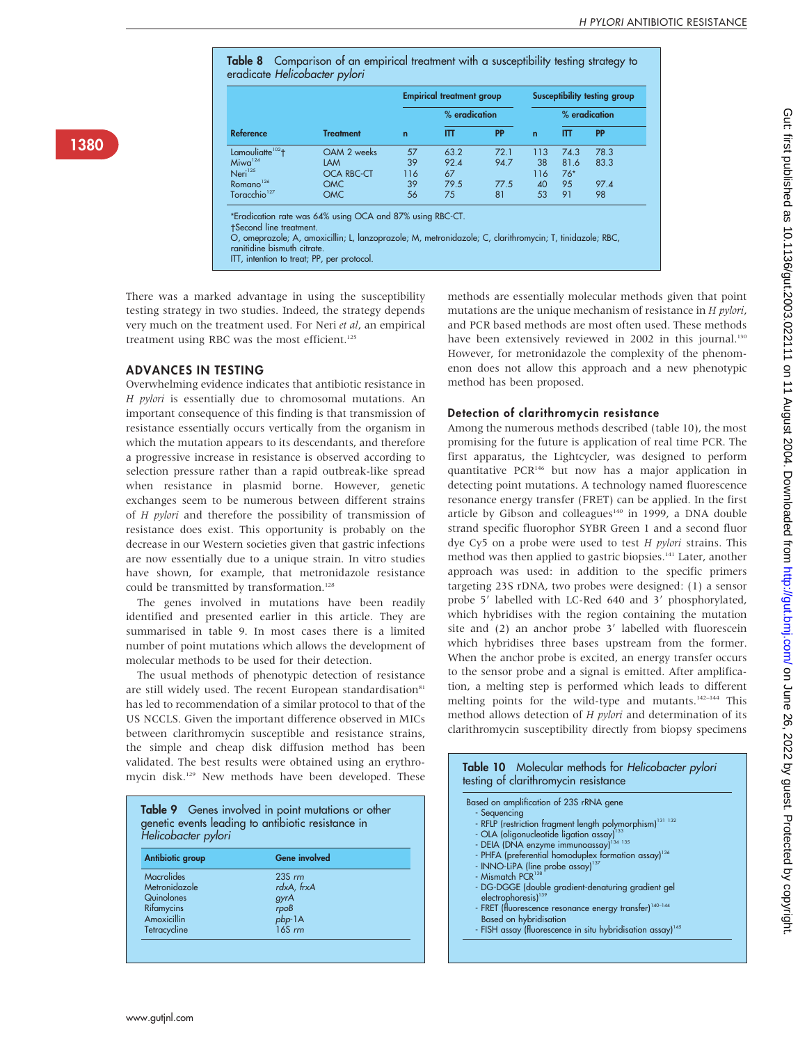**Table 8** Comparison of an empirical treatment with a susceptibility testing strategy to eradicate *Helicobacter pylori*

| | | Empirical treatment group | | | Susceptibility testing group | | |
|---|---|---|---|---|---|---|---|
| | | | % eradication | | | % eradication | |
| Reference | Treatment | n | ITT | PP | n | ITT | PP |
| Lamouliatte[102]† | OAM 2 weeks | 57 | 63.2 | 72.1 | 113 | 74.3 | 78.3 |
| Miwa[124] | LAM | 39 | 92.4 | 94.7 | 38 | 81.6 | 83.3 |
| Neri[125] | OCA RBC-CT | 116 | 67 | | 116 | 76* | |
| Romano[126] | OMC | 39 | 79.5 | 77.5 | 40 | 95 | 97.4 |
| Toracchio[127] | OMC | 56 | 75 | 81 | 53 | 91 | 98 |

*Eradication rate was 64% using OCA and 87% using RBC-CT.
†Second line treatment.
O, omeprazole; A, amoxicillin; L, lanzoprazole; M, metronidazole; C, clarithromycin; T, tinidazole; RBC, ranitidine bismuth citrate.
ITT, intention to treat; PP, per protocol.

There was a marked advantage in using the susceptibility testing strategy in two studies. Indeed, the strategy depends very much on the treatment used. For Neri *et al*, an empirical treatment using RBC was the most efficient.[125]

## ADVANCES IN TESTING

Overwhelming evidence indicates that antibiotic resistance in *H pylori* is essentially due to chromosomal mutations. An important consequence of this finding is that transmission of resistance essentially occurs vertically from the organism in which the mutation appears to its descendants, and therefore a progressive increase in resistance is observed according to selection pressure rather than a rapid outbreak-like spread when resistance in plasmid borne. However, genetic exchanges seem to be numerous between different strains of *H pylori* and therefore the possibility of transmission of resistance does exist. This opportunity is probably on the decrease in our Western societies given that gastric infections are now essentially due to a unique strain. In vitro studies have shown, for example, that metronidazole resistance could be transmitted by transformation.[128]

The genes involved in mutations have been readily identified and presented earlier in this article. They are summarised in table 9. In most cases there is a limited number of point mutations which allows the development of molecular methods to be used for their detection.

The usual methods of phenotypic detection of resistance are still widely used. The recent European standardisation[81] has led to recommendation of a similar protocol to that of the US NCCLS. Given the important difference observed in MICs between clarithromycin susceptible and resistance strains, the simple and cheap disk diffusion method has been validated. The best results were obtained using an erythromycin disk.[129] New methods have been developed. These methods are essentially molecular methods given that point mutations are the unique mechanism of resistance in *H pylori*, and PCR based methods are most often used. These methods have been extensively reviewed in 2002 in this journal.[130] However, for metronidazole the complexity of the phenomenon does not allow this approach and a new phenotypic method has been proposed.

**Table 9** Genes involved in point mutations or other genetic events leading to antibiotic resistance in *Helicobacter pylori*

| Antibiotic group | Gene involved |
|---|---|
| Macrolides | 23S *rrn* |
| Metronidazole | *rdxA, frxA* |
| Quinolones | *gyrA* |
| Rifamycins | *rpoB* |
| Amoxicillin | *pbp*-1A |
| Tetracycline | 16S *rrn* |

### Detection of clarithromycin resistance

Among the numerous methods described (table 10), the most promising for the future is application of real time PCR. The first apparatus, the Lightcycler, was designed to perform quantitative PCR[146] but now has a major application in detecting point mutations. A technology named fluorescence resonance energy transfer (FRET) can be applied. In the first article by Gibson and colleagues[140] in 1999, a DNA double strand specific fluorophor SYBR Green 1 and a second fluor dye Cy5 on a probe were used to test *H pylori* strains. This method was then applied to gastric biopsies.[141] Later, another approach was used: in addition to the specific primers targeting 23S rDNA, two probes were designed: (1) a sensor probe 5′ labelled with LC-Red 640 and 3′ phosphorylated, which hybridises with the region containing the mutation site and (2) an anchor probe 3′ labelled with fluorescein which hybridises three bases upstream from the former. When the anchor probe is excited, an energy transfer occurs to the sensor probe and a signal is emitted. After amplification, a melting step is performed which leads to different melting points for the wild-type and mutants.[142–144] This method allows detection of *H pylori* and determination of its clarithromycin susceptibility directly from biopsy specimens

**Table 10** Molecular methods for *Helicobacter pylori* testing of clarithromycin resistance

Based on amplification of 23S rRNA gene
- Sequencing
- RFLP (restriction fragment length polymorphism)[131 132]
- OLA (oligonucleotide ligation assay)[133]
- DEIA (DNA enzyme immunoassay)[134 135]
- PHFA (preferential homoduplex formation assay)[136]
- INNO-LiPA (line probe assay)[137]
- Mismatch PCR[138]
- DG-DGGE (double gradient-denaturing gradient gel electrophoresis)[139]
- FRET (fluorescence resonance energy transfer)[140–144]

Based on hybridisation
- FISH assay (fluorescence in situ hybridisation assay)[145]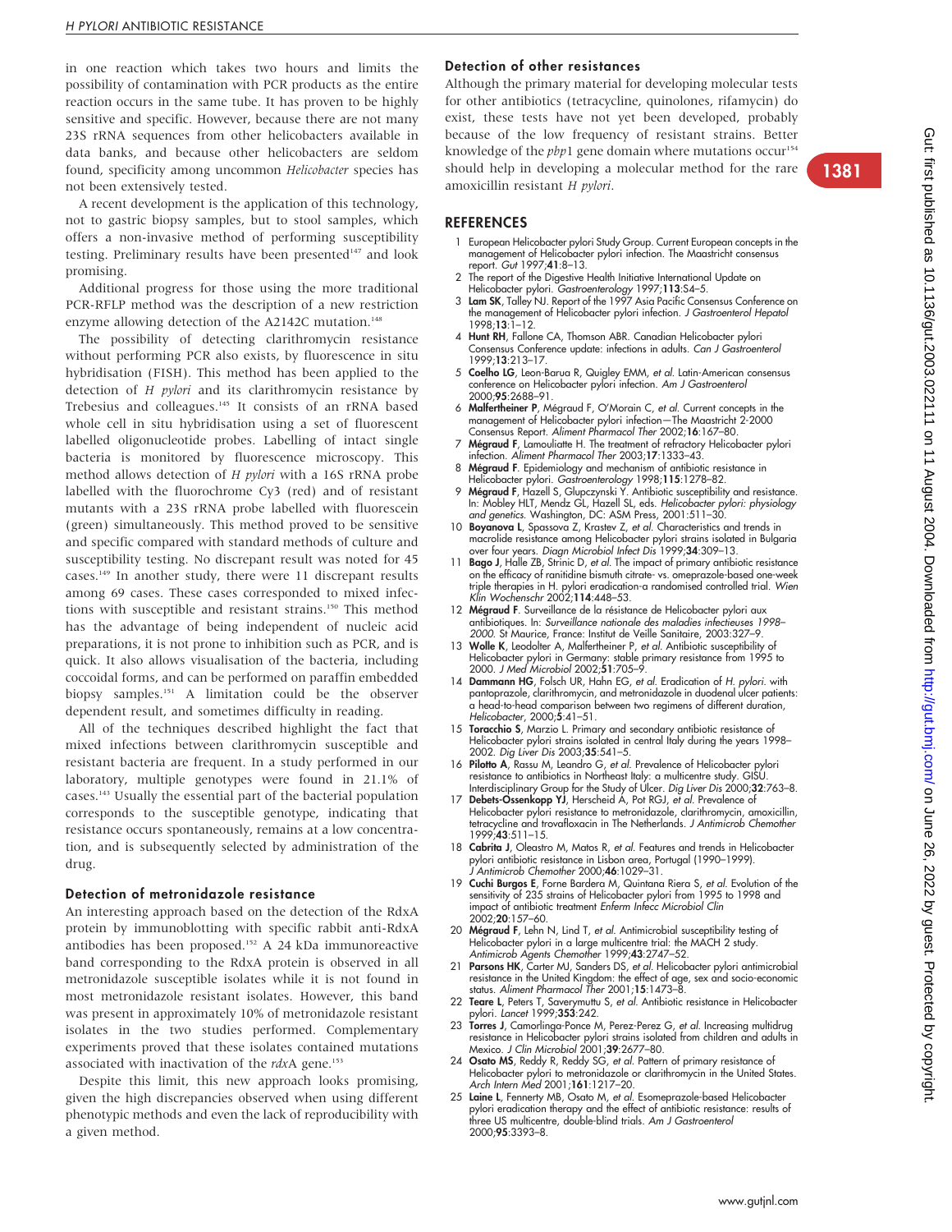in one reaction which takes two hours and limits the possibility of contamination with PCR products as the entire reaction occurs in the same tube. It has proven to be highly sensitive and specific. However, because there are not many 23S rRNA sequences from other helicobacters available in data banks, and because other helicobacters are seldom found, specificity among uncommon *Helicobacter* species has not been extensively tested.

A recent development is the application of this technology, not to gastric biopsy samples, but to stool samples, which offers a non-invasive method of performing susceptibility testing. Preliminary results have been presented[147] and look promising.

Additional progress for those using the more traditional PCR-RFLP method was the description of a new restriction enzyme allowing detection of the A2142C mutation.[148]

The possibility of detecting clarithromycin resistance without performing PCR also exists, by fluorescence in situ hybridisation (FISH). This method has been applied to the detection of *H pylori* and its clarithromycin resistance by Trebesius and colleagues.[145] It consists of an rRNA based whole cell in situ hybridisation using a set of fluorescent labelled oligonucleotide probes. Labelling of intact single bacteria is monitored by fluorescence microscopy. This method allows detection of *H pylori* with a 16S rRNA probe labelled with the fluorochrome Cy3 (red) and of resistant mutants with a 23S rRNA probe labelled with fluorescein (green) simultaneously. This method proved to be sensitive and specific compared with standard methods of culture and susceptibility testing. No discrepant result was noted for 45 cases.[149] In another study, there were 11 discrepant results among 69 cases. These cases corresponded to mixed infections with susceptible and resistant strains.[150] This method has the advantage of being independent of nucleic acid preparations, it is not prone to inhibition such as PCR, and is quick. It also allows visualisation of the bacteria, including coccoidal forms, and can be performed on paraffin embedded biopsy samples.[151] A limitation could be the observer dependent result, and sometimes difficulty in reading.

All of the techniques described highlight the fact that mixed infections between clarithromycin susceptible and resistant bacteria are frequent. In a study performed in our laboratory, multiple genotypes were found in 21.1% of cases.[143] Usually the essential part of the bacterial population corresponds to the susceptible genotype, indicating that resistance occurs spontaneously, remains at a low concentration, and is subsequently selected by administration of the drug.

### Detection of metronidazole resistance

An interesting approach based on the detection of the RdxA protein by immunoblotting with specific rabbit anti-RdxA antibodies has been proposed.[152] A 24 kDa immunoreactive band corresponding to the RdxA protein is observed in all metronidazole susceptible isolates while it is not found in most metronidazole resistant isolates. However, this band was present in approximately 10% of metronidazole resistant isolates in the two studies performed. Complementary experiments proved that these isolates contained mutations associated with inactivation of the *rdx*A gene.[153]

Despite this limit, this new approach looks promising, given the high discrepancies observed when using different phenotypic methods and even the lack of reproducibility with a given method.

### Detection of other resistances

Although the primary material for developing molecular tests for other antibiotics (tetracycline, quinolones, rifamycin) do exist, these tests have not yet been developed, probably because of the low frequency of resistant strains. Better knowledge of the *pbp*1 gene domain where mutations occur[154] should help in developing a molecular method for the rare amoxicillin resistant *H pylori*.

## REFERENCES

1. European Helicobacter pylori Study Group. Current European concepts in the management of Helicobacter pylori infection. The Maastricht consensus report. *Gut* 1997;**41**:8–13.
2. The report of the Digestive Health Initiative International Update on Helicobacter pylori. *Gastroenterology* 1997;**113**:S4–5.
3. **Lam SK**, Talley NJ. Report of the 1997 Asia Pacific Consensus Conference on the management of Helicobacter pylori infection. *J Gastroenterol Hepatol* 1998;**13**:1–12.
4. **Hunt RH**, Fallone CA, Thomson ABR. Canadian Helicobacter pylori Consensus Conference update: infections in adults. *Can J Gastroenterol* 1999;**13**:213–17.
5. **Coelho LG**, Leon-Barua R, Quigley EMM, *et al*. Latin-American consensus conference on Helicobacter pylori infection. *Am J Gastroenterol* 2000;**95**:2688–91.
6. **Malfertheiner P**, Mégraud F, O'Morain C, *et al*. Current concepts in the management of Helicobacter pylori infection—The Maastricht 2-2000 Consensus Report. *Aliment Pharmacol Ther* 2002;**16**:167–80.
7. **Mégraud F**, Lamouliatte H. The treatment of refractory Helicobacter pylori infection. *Aliment Pharmacol Ther* 2003;**17**:1333–43.
8. **Mégraud F**. Epidemiology and mechanism of antibiotic resistance in Helicobacter pylori. *Gastroenterology* 1998;**115**:1278–82.
9. **Mégraud F**, Hazell S, Glupczynski Y. Antibiotic susceptibility and resistance. In: Mobley HLT, Mendz GL, Hazell SL, eds. *Helicobacter pylori: physiology and genetics*. Washington, DC: ASM Press, 2001:511–30.
10. **Boyanova L**, Spassova Z, Krastev Z, *et al*. Characteristics and trends in macrolide resistance among Helicobacter pylori strains isolated in Bulgaria over four years. *Diagn Microbiol Infect Dis* 1999;**34**:309–13.
11. **Bago J**, Halle ZB, Strinic D, *et al*. The impact of primary antibiotic resistance on the efficacy of ranitidine bismuth citrate- vs. omeprazole-based one-week triple therapies in H. pylori eradication-a randomised controlled trial. *Wien Klin Wochenschr* 2002;**114**:448–53.
12. **Mégraud F**. Surveillance de la résistance de Helicobacter pylori aux antibiotiques. In: *Surveillance nationale des maladies infectieuses 1998–2000*. St Maurice, France: Institut de Veille Sanitaire, 2003:327–9.
13. **Wolle K**, Leodolter A, Malfertheiner P, *et al*. Antibiotic susceptibility of Helicobacter pylori in Germany: stable primary resistance from 1995 to 2000. *J Med Microbiol* 2002;**51**:705–9.
14. **Dammann HG**, Folsch UR, Hahn EG, *et al*. Eradication of *H. pylori*. with pantoprazole, clarithromycin, and metronidazole in duodenal ulcer patients: a head-to-head comparison between two regimens of different duration, *Helicobacter*, 2000;**5**:41–51.
15. **Toracchio S**, Marzio L. Primary and secondary antibiotic resistance of Helicobacter pylori strains isolated in central Italy during the years 1998–2002. *Dig Liver Dis* 2003;**35**:541–5.
16. **Pilotto A**, Rassu M, Leandro G, *et al*. Prevalence of Helicobacter pylori resistance to antibiotics in Northeast Italy: a multicentre study. GISU. Interdisciplinary Group for the Study of Ulcer. *Dig Liver Dis* 2000;**32**:763–8.
17. **Debets-Ossenkopp YJ**, Herscheid A, Pot RGJ, *et al*. Prevalence of Helicobacter pylori resistance to metronidazole, clarithromycin, amoxicillin, tetracycline and trovafloxacin in The Netherlands. *J Antimicrob Chemother* 1999;**43**:511–15.
18. **Cabrita J**, Oleastro M, Matos R, *et al*. Features and trends in Helicobacter pylori antibiotic resistance in Lisbon area, Portugal (1990–1999). *J Antimicrob Chemother* 2000;**46**:1029–31.
19. **Cuchi Burgos E**, Forne Bardera M, Quintana Riera S, *et al*. Evolution of the sensitivity of 235 strains of Helicobacter pylori from 1995 to 1998 and impact of antibiotic treatment *Enferm Infecc Microbiol Clin* 2002;**20**:157–60.
20. **Mégraud F**, Lehn N, Lind T, *et al*. Antimicrobial susceptibility testing of Helicobacter pylori in a large multicentre trial: the MACH 2 study. *Antimicrob Agents Chemother* 1999;**43**:2747–52.
21. **Parsons HK**, Carter MJ, Sanders DS, *et al*. Helicobacter pylori antimicrobial resistance in the United Kingdom: the effect of age, sex and socio-economic status. *Aliment Pharmacol Ther* 2001;**15**:1473–8.
22. **Teare L**, Peters T, Saverymuttu S, *et al*. Antibiotic resistance in Helicobacter pylori. *Lancet* 1999;**353**:242.
23. **Torres J**, Camorlinga-Ponce M, Perez-Perez G, *et al*. Increasing multidrug resistance in Helicobacter pylori strains isolated from children and adults in Mexico. *J Clin Microbiol* 2001;**39**:2677–80.
24. **Osato MS**, Reddy R, Reddy SG, *et al*. Pattern of primary resistance of Helicobacter pylori to metronidazole or clarithromycin in the United States. *Arch Intern Med* 2001;**161**:1217–20.
25. **Laine L**, Fennerty MB, Osato M, *et al*. Esomeprazole-based Helicobacter pylori eradication therapy and the effect of antibiotic resistance: results of three US multicentre, double-blind trials. *Am J Gastroenterol* 2000;**95**:3393–8.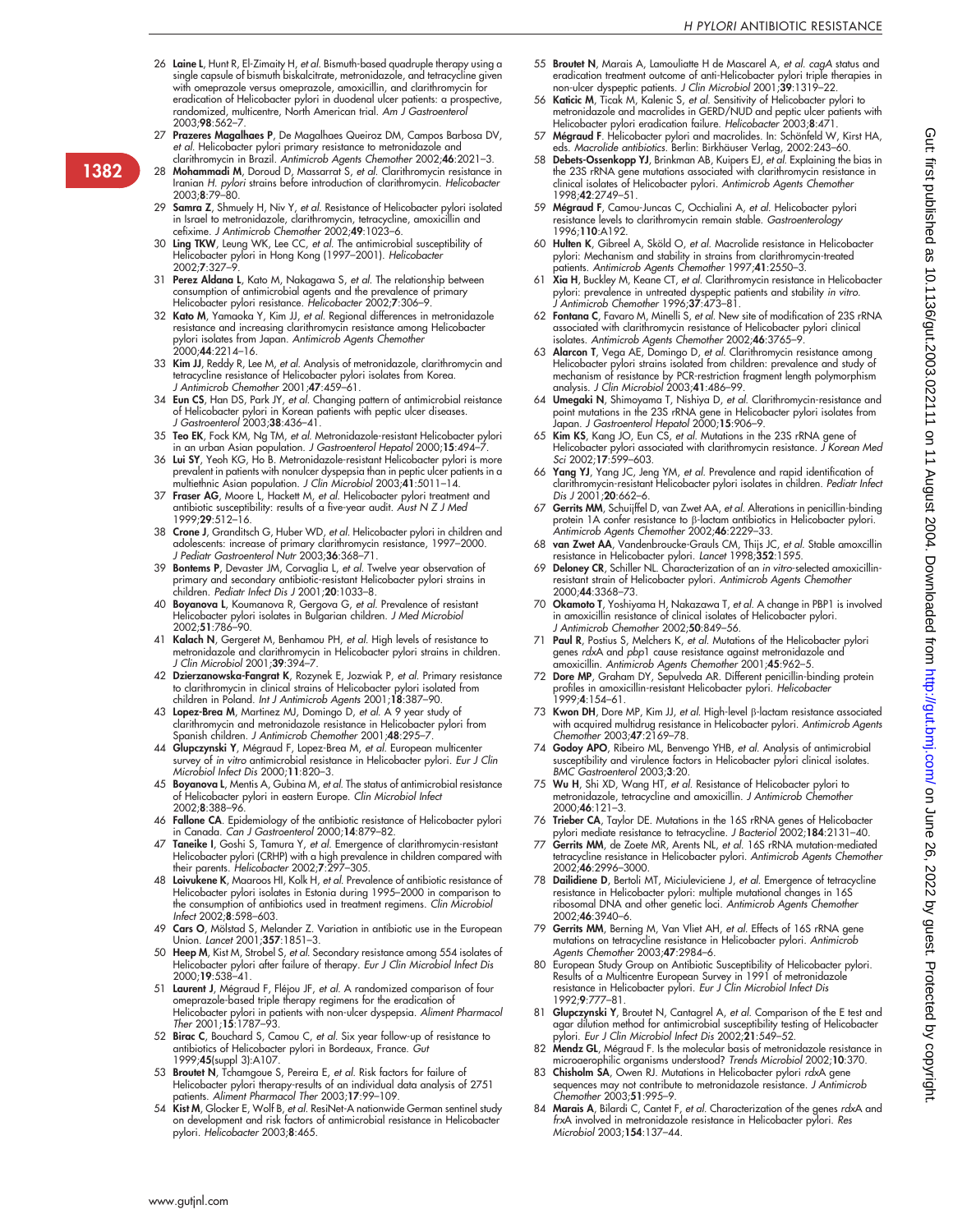26 **Laine L**, Hunt R, El-Zimaity H, *et al*. Bismuth-based quadruple therapy using a single capsule of bismuth biskalcitrate, metronidazole, and tetracycline given with omeprazole versus omeprazole, amoxicillin, and clarithromycin for eradication of Helicobacter pylori in duodenal ulcer patients: a prospective, randomized, multicentre, North American trial. *Am J Gastroenterol* 2003;**98**:562–7.

27 **Prazeres Magalhaes P**, De Magalhaes Queiroz DM, Campos Barbosa DV, *et al*. Helicobacter pylori primary resistance to metronidazole and clarithromycin in Brazil. *Antimicrob Agents Chemother* 2002;**46**:2021–3.

28 **Mohammadi M**, Doroud D, Massarrat S, *et al*. Clarithromycin resistance in Iranian *H. pylori* strains before introduction of clarithromycin. *Helicobacter* 2003;**8**:79–80.

29 **Samra Z**, Shmuely H, Niv Y, *et al*. Resistance of Helicobacter pylori isolated in Israel to metronidazole, clarithromycin, tetracycline, amoxicillin and cefixime. *J Antimicrob Chemother* 2002;**49**:1023–6.

30 **Ling TKW**, Leung WK, Lee CC, *et al*. The antimicrobial susceptibility of Helicobacter pylori in Hong Kong (1997–2001). *Helicobacter* 2002;**7**:327–9.

31 **Perez Aldana L**, Kato M, Nakagawa S, *et al*. The relationship between consumption of antimicrobial agents and the prevalence of primary Helicobacter pylori resistance. *Helicobacter* 2002;**7**:306–9.

32 **Kato M**, Yamaoka Y, Kim JJ, *et al*. Regional differences in metronidazole resistance and increasing clarithromycin resistance among Helicobacter pylori isolates from Japan. *Antimicrob Agents Chemother* 2000;**44**:2214–16.

33 **Kim JJ**, Reddy R, Lee M, *et al*. Analysis of metronidazole, clarithromycin and tetracycline resistance of Helicobacter pylori isolates from Korea. *J Antimicrob Chemother* 2001;**47**:459–61.

34 **Eun CS**, Han DS, Park JY, *et al*. Changing pattern of antimicrobial reistance of Helicobacter pylori in Korean patients with peptic ulcer diseases. *J Gastroenterol* 2003;**38**:436–41.

35 **Teo EK**, Fock KM, Ng TM, *et al*. Metronidazole-resistant Helicobacter pylori in an urban Asian population. *J Gastroenterol Hepatol* 2000;**15**:494–7.

36 **Lui SY**, Yeoh KG, Ho B. Metronidazole-resistant Helicobacter pylori is more prevalent in patients with nonulcer dyspepsia than in peptic ulcer patients in a multiethnic Asian population. *J Clin Microbiol* 2003;**41**:5011–14.

37 **Fraser AG**, Moore L, Hackett M, *et al*. Helicobacter pylori treatment and antibiotic susceptibility: results of a five-year audit. *Aust N Z J Med* 1999;**29**:512–16.

38 **Crone J**, Granditsch G, Huber WD, *et al*. Helicobacter pylori in children and adolescents: increase of primary clarithromycin resistance, 1997–2000. *J Pediatr Gastroenterol Nutr* 2003;**36**:368–71.

39 **Bontems P**, Devaster JM, Corvaglia L, *et al*. Twelve year observation of primary and secondary antibiotic-resistant Helicobacter pylori strains in children. *Pediatr Infect Dis J* 2001;**20**:1033–8.

40 **Boyanova L**, Koumanova R, Gergova G, *et al*. Prevalence of resistant Helicobacter pylori isolates in Bulgarian children. *J Med Microbiol* 2002;**51**:786–90.

41 **Kalach N**, Gergeret M, Benhamou PH, *et al*. High levels of resistance to metronidazole and clarithromycin in Helicobacter pylori strains in children. *J Clin Microbiol* 2001;**39**:394–7.

42 **Dzierzanowska-Fangrat K**, Rozynek E, Jozwiak P, *et al*. Primary resistance to clarithromycin in clinical strains of Helicobacter pylori isolated from children in Poland. *Int J Antimicrob Agents* 2001;**18**:387–90.

43 **Lopez-Brea M**, Martinez MJ, Domingo D, *et al*. A 9 year study of clarithromycin and metronidazole resistance in Helicobacter pylori from Spanish children. *J Antimicrob Chemother* 2001;**48**:295–7.

44 **Glupczynski Y**, Mégraud F, Lopez-Brea M, *et al*. European multicenter survey of *in vitro* antimicrobial resistance in Helicobacter pylori. *Eur J Clin Microbiol Infect Dis* 2000;**11**:820–3.

45 **Boyanova L**, Mentis A, Gubina M, *et al*. The status of antimicrobial resistance of Helicobacter pylori in eastern Europe. *Clin Microbiol Infect* 2002;**8**:388–96.

46 **Fallone CA**. Epidemiology of the antibiotic resistance of Helicobacter pylori in Canada. *Can J Gastroenterol* 2000;**14**:879–82.

47 **Taneike I**, Goshi S, Tamura Y, *et al*. Emergence of clarithromycin-resistant Helicobacter pylori (CRHP) with a high prevalence in children compared with their parents. *Helicobacter* 2002;**7**:297–305.

48 **Loivukene K**, Maaroos HI, Kolk H, *et al*. Prevalence of antibiotic resistance of Helicobacter pylori isolates in Estonia during 1995–2000 in comparison to the consumption of antibiotics used in treatment regimens. *Clin Microbiol Infect* 2002;**8**:598–603.

49 **Cars O**, Mölstad S, Melander Z. Variation in antibiotic use in the European Union. *Lancet* 2001;**357**:1851–3.

50 **Heep M**, Kist M, Strobel S, *et al*. Secondary resistance among 554 isolates of Helicobacter pylori after failure of therapy. *Eur J Clin Microbiol Infect Dis* 2000;**19**:538–41.

51 **Laurent J**, Mégraud F, Fléjou JF, *et al*. A randomized comparison of four omeprazole-based triple therapy regimens for the eradication of Helicobacter pylori in patients with non-ulcer dyspepsia. *Aliment Pharmacol Ther* 2001;**15**:1787–93.

52 **Birac C**, Bouchard S, Camou C, *et al*. Six year follow-up of resistance to antibiotics of Helicobacter pylori in Bordeaux, France. *Gut* 1999;**45**(suppl 3):A107.

53 **Broutet N**, Tchamgoue S, Pereira E, *et al*. Risk factors for failure of Helicobacter pylori therapy-results of an individual data analysis of 2751 patients. *Aliment Pharmacol Ther* 2003;**17**:99–109.

54 **Kist M**, Glocker E, Wolf B, *et al*. ResiNet-A nationwide German sentinel study on development and risk factors of antimicrobial resistance in Helicobacter pylori. *Helicobacter* 2003;**8**:465.

55 **Broutet N**, Marais A, Lamouliatte H de Mascarel A, *et al*. *cagA* status and eradication treatment outcome of anti-Helicobacter pylori triple therapies in non-ulcer dyspeptic patients. *J Clin Microbiol* 2001;**39**:1319–22.

56 **Katicic M**, Ticak M, Kalenic S, *et al*. Sensitivity of Helicobacter pylori to metronidazole and macrolides in GERD/NUD and peptic ulcer patients with Helicobacter pylori eradication failure. *Helicobacter* 2003;**8**:471.

57 **Mégraud F**. Helicobacter pylori and macrolides. In: Schönfeld W, Kirst HA, eds. *Macrolide antibiotics*. Berlin: Birkhäuser Verlag, 2002:243–60.

58 **Debets-Ossenkopp YJ**, Brinkman AB, Kuipers EJ, *et al*. Explaining the bias in the 23S rRNA gene mutations associated with clarithromycin resistance in clinical isolates of Helicobacter pylori. *Antimicrob Agents Chemother* 1998;**42**:2749–51.

59 **Mégraud F**, Camou-Juncas C, Occhialini A, *et al*. Helicobacter pylori resistance levels to clarithromycin remain stable. *Gastroenterology* 1996;**110**:A192.

60 **Hulten K**, Gibreel A, Sköld O, *et al*. Macrolide resistance in Helicobacter pylori: Mechanism and stability in strains from clarithromycin-treated patients. *Antimicrob Agents Chemother* 1997;**41**:2550–3.

61 **Xia H**, Buckley M, Keane CT, *et al*. Clarithromycin resistance in Helicobacter pylori: prevalence in untreated dyspeptic patients and stability *in vitro*. *J Antimicrob Chemother* 1996;**37**:473–81.

62 **Fontana C**, Favaro M, Minelli S, *et al*. New site of modification of 23S rRNA associated with clarithromycin resistance of Helicobacter pylori clinical isolates. *Antimicrob Agents Chemother* 2002;**46**:3765–9.

63 **Alarcon T**, Vega AE, Domingo D, *et al*. Clarithromycin resistance among Helicobacter pylori strains isolated from children: prevalence and study of mechanism of resistance by PCR-restriction fragment length polymorphism analysis. *J Clin Microbiol* 2003;**41**:486–99.

64 **Umegaki N**, Shimoyama T, Nishiya D, *et al*. Clarithromycin-resistance and point mutations in the 23S rRNA gene in Helicobacter pylori isolates from Japan. *J Gastroenterol Hepatol* 2000;**15**:906–9.

65 **Kim KS**, Kang JO, Eun CS, *et al*. Mutations in the 23S rRNA gene of Helicobacter pylori associated with clarithromycin resistance. *J Korean Med Sci* 2002;**17**:599–603.

66 **Yang YJ**, Yang JC, Jeng YM, *et al*. Prevalence and rapid identification of clarithromycin-resistant Helicobacter pylori isolates in children. *Pediatr Infect Dis J* 2001;**20**:662–6.

67 **Gerrits MM**, Schuijffel D, van Zwet AA, *et al*. Alterations in penicillin-binding protein 1A confer resistance to β-lactam antibiotics in Helicobacter pylori. *Antimicrob Agents Chemother* 2002;**46**:2229–33.

68 **van Zwet AA**, Vandenbroucke-Grauls CM, Thijs JC, *et al*. Stable amoxcillin resistance in Helicobacter pylori. *Lancet* 1998;**352**:1595.

69 **Deloney CR**, Schiller NL. Characterization of an *in vitro*-selected amoxicillin-resistant strain of Helicobacter pylori. *Antimicrob Agents Chemother* 2000;**44**:3368–73.

70 **Okamoto T**, Yoshiyama H, Nakazawa T, *et al*. A change in PBP1 is involved in amoxicillin resistance of clinical isolates of Helicobacter pylori. *J Antimicrob Chemother* 2002;**50**:849–56.

71 **Paul R**, Postius S, Melchers K, *et al*. Mutations of the Helicobacter pylori genes *rdxA* and *pbp1* cause resistance against metronidazole and amoxicillin. *Antimicrob Agents Chemother* 2001;**45**:962–5.

72 **Dore MP**, Graham DY, Sepulveda AR. Different penicillin-binding protein profiles in amoxicillin-resistant Helicobacter pylori. *Helicobacter* 1999;**4**:154–61.

73 **Kwon DH**, Dore MP, Kim JJ, *et al*. High-level β-lactam resistance associated with acquired multidrug resistance in Helicobacter pylori. *Antimicrob Agents Chemother* 2003;**47**:2169–78.

74 **Godoy APO**, Ribeiro ML, Benvengo YHB, *et al*. Analysis of antimicrobial susceptibility and virulence factors in Helicobacter pylori clinical isolates. *BMC Gastroenterol* 2003;**3**:20.

75 **Wu H**, Shi XD, Wang HT, *et al*. Resistance of Helicobacter pylori to metronidazole, tetracycline and amoxicillin. *J Antimicrob Chemother* 2000;**46**:121–3.

76 **Trieber CA**, Taylor DE. Mutations in the 16S rRNA genes of Helicobacter pylori mediate resistance to tetracycline. *J Bacteriol* 2002;**184**:2131–40.

77 **Gerrits MM**, de Zoete MR, Arents NL, *et al*. 16S rRNA mutation-mediated tetracycline resistance in Helicobacter pylori. *Antimicrob Agents Chemother* 2002;**46**:2996–3000.

78 **Dailidiene D**, Bertoli MT, Miciuleviciene J, *et al*. Emergence of tetracycline resistance in Helicobacter pylori: multiple mutational changes in 16S ribosomal DNA and other genetic loci. *Antimicrob Agents Chemother* 2002;**46**:3940–6.

79 **Gerrits MM**, Berning M, Van Vliet AH, *et al*. Effects of 16S rRNA gene mutations on tetracycline resistance in Helicobacter pylori. *Antimicrob Agents Chemother* 2003;**47**:2984–6.

80 European Study Group on Antibiotic Susceptibility of Helicobacter pylori. Results of a Multicentre European Survey in 1991 of metronidazole resistance in Helicobacter pylori. *Eur J Clin Microbiol Infect Dis* 1992;**9**:777–81.

81 **Glupczynski Y**, Broutet N, Cantagrel A, *et al*. Comparison of the E test and agar dilution method for antimicrobial susceptibility testing of Helicobacter pylori. *Eur J Clin Microbiol Infect Dis* 2002;**21**:549–52.

82 **Mendz GL**, Mégraud F. Is the molecular basis of metronidazole resistance in microaerophilic organisms understood? *Trends Microbiol* 2002;**10**:370.

83 **Chisholm SA**, Owen RJ. Mutations in Helicobacter pylori *rdxA* gene sequences may not contribute to metronidazole resistance. *J Antimicrob Chemother* 2003;**51**:995–9.

84 **Marais A**, Bilardi C, Cantet F, *et al*. Characterization of the genes *rdxA* and *frxA* involved in metronidazole resistance in Helicobacter pylori. *Res Microbiol* 2003;**154**:137–44.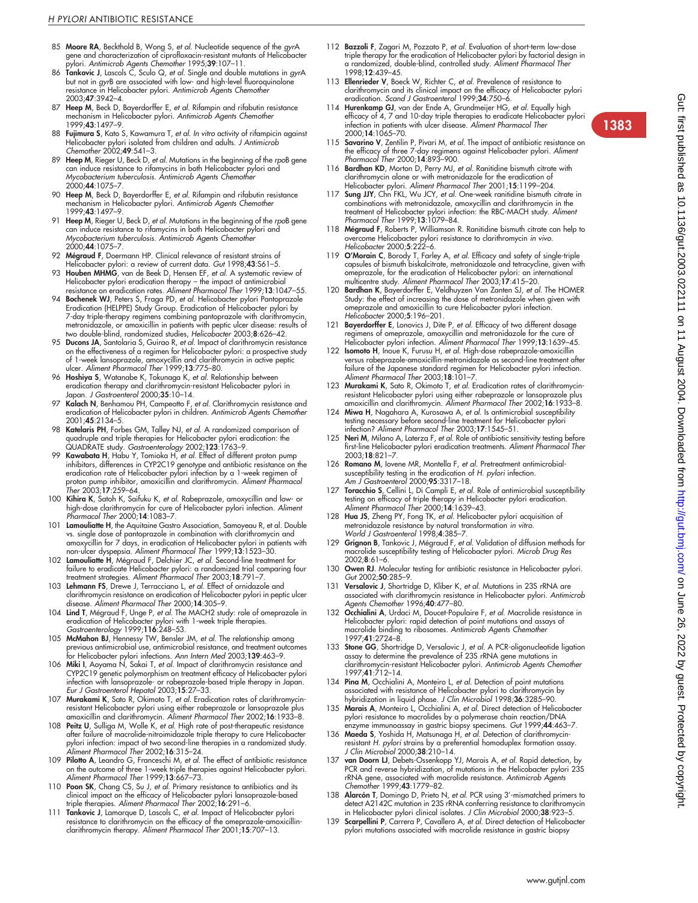85 **Moore RA**, Beckthold B, Wong S, *et al.* Nucleotide sequence of the *gyr*A gene and characterization of ciprofloxacin-resistant mutants of Helicobacter pylori. *Antimicrob Agents Chemother* 1995;**39**:107–11.

86 **Tankovic J**, Lascols C, Sculo Q, *et al.* Single and double mutations in *gyr*A but not in *gyr*B are associated with low- and high-level fluoroquinolone resistance in Helicobacter pylori. *Antimicrob Agents Chemother* 2003;**47**:3942–4.

87 **Heep M**, Beck D, Bayerdorffer E, *et al.* Rifampin and rifabutin resistance mechanism in Helicobacter pylori. *Antimicrob Agents Chemother* 1999;**43**:1497–9.

88 **Fujimura S**, Kato S, Kawamura T, *et al. In vitro* activity of rifampicin against Helicobacter pylori isolated from children and adults. *J Antimicrob Chemother* 2002;**49**:541–3.

89 **Heep M**, Rieger U, Beck D, *et al.* Mutations in the beginning of the *rpo*B gene can induce resistance to rifamycins in both Helicobacter pylori and *Mycobacterium tuberculosis*. *Antimicrob Agents Chemother* 2000;**44**:1075–7.

90 **Heep M**, Beck D, Bayerdorffer E, *et al.* Rifampin and rifabutin resistance mechanism in Helicobacter pylori. *Antimicrob Agents Chemother* 1999;**43**:1497–9.

91 **Heep M**, Rieger U, Beck D, *et al.* Mutations in the beginning of the *rpo*B gene can induce resistance to rifamycins in both Helicobacter pylori and *Mycobacterium tuberculosis*. *Antimicrob Agents Chemother* 2000;**44**:1075–7.

92 **Mégraud F**, Doermann HP. Clinical relevance of resistant strains of Helicobacter pylori: a review of current data. *Gut* 1998;**43**:S61–5.

93 **Houben MHMG**, van de Beek D, Hensen EF, *et al.* A systematic review of Helicobacter pylori eradication therapy – the impact of antimicrobial resistance on eradication rates. *Aliment Pharmacol Ther* 1999;**13**:1047–55.

94 **Bochenek WJ**, Peters S, Fraga PD, *et al.* Helicobacter pylori Pantoprazole Eradication (HELPPE) Study Group. Eradication of Helicobacter pylori by 7-day triple-therapy regimens combining pantoprazole with clarithromycin, metronidazole, or amoxicillin in patients with peptic ulcer disease: results of two double-blind, randomized studies, *Helicobacter* 2003;**8**:626–42.

95 **Ducons JA**, Santolaria S, Guirao R, *et al.* Impact of clarithromycin resistance on the effectiveness of a regimen for Helicobacter pylori: a prospective study of 1-week lansoprazole, amoxycillin and clarithromycin in active peptic ulcer. *Aliment Pharmacol Ther* 1999;**13**:775–80.

96 **Hoshiya S**, Watanabe K, Tokunaga K, *et al.* Relationship between eradication therapy and clarithromycin-resistant Helicobacter pylori in Japan. *J Gastroenterol* 2000;**35**:10–14.

97 **Kalach N**, Benhamou PH, Campeotto F, *et al.* Clarithromycin resistance and eradication of Helicobacter pylori in children. *Antimicrob Agents Chemother* 2001;**45**:2134–5.

98 **Katelaris PH**, Forbes GM, Talley NJ, *et al.* A randomized comparison of quadruple and triple therapies for Helicobacter pylori eradication: the QUADRATE study. *Gastroenterology* 2002;**123**:1763–9.

99 **Kawabata H**, Habu Y, Tomioka H, *et al.* Effect of different proton pump inhibitors, differences in CYP2C19 genotype and antibiotic resistance on the eradication rate of Helicobacter pylori infection by a 1-week regimen of proton pump inhibitor, amoxicillin and clarithromycin. *Aliment Pharmacol Ther* 2003;**17**:259–64.

100 **Kihira K**, Satoh K, Saifuku K, *et al.* Rabeprazole, amoxycillin and low- or high-dose clarithromycin for cure of Helicobacter pylori infection. *Aliment Pharmacol Ther* 2000;**14**:1083–7.

101 **Lamouliatte H**, the Aquitaine Gastro Association, Samoyeau R, et al. Double vs. single dose of pantoprazole in combination with clarithromycin and amoxycillin for 7 days, in eradication of Helicobacter pylori in patients with non-ulcer dyspepsia. *Aliment Pharmacol Ther* 1999;**13**:1523–30.

102 **Lamouliatte H**, Mégraud F, Delchier JC, *et al.* Second-line treatment for failure to eradicate Helicobacter pylori: a randomized trial comparing four treatment strategies. *Aliment Pharmacol Ther* 2003;**18**:791–7.

103 **Lehmann FS**, Drewe J, Terracciano L, *et al.* Effect of ornidazole and clarithromycin resistance on eradication of Helicobacter pylori in peptic ulcer disease. *Aliment Pharmacol Ther* 2000;**14**:305–9.

104 **Lind T**, Mégraud F, Unge P, *et al.* The MACH2 study: role of omeprazole in eradication of Helicobacter pylori with 1-week triple therapies. *Gastroenterology* 1999;**116**:248–53.

105 **McMahon BJ**, Hennessy TW, Bensler JM, *et al.* The relationship among previous antimicrobial use, antimicrobial resistance, and treatment outcomes for Helicobacter pylori infections. *Ann Intern Med* 2003;**139**:463–9.

106 **Miki I**, Aoyama N, Sakai T, *et al.* Impact of clarithromycin resistance and CYP2C19 genetic polymorphism on treatment efficacy of Helicobacter pylori infection with lansoprazole- or rabeprazole-based triple therapy in Japan. *Eur J Gastroenterol Hepatol* 2003;**15**:27–33.

107 **Murakami K**, Sato R, Okimoto T, *et al.* Eradication rates of clarithromycin-resistant Helicobacter pylori using either rabeprazole or lansoprazole plus amoxicillin and clarithromycin. *Aliment Pharmacol Ther* 2002;**16**:1933–8.

108 **Peitz U**, Sulliga M, Wolle K, *et al.* High rate of post-therapeutic resistance after failure of macrolide-nitroimidazole triple therapy to cure Helicobacter pylori infection: impact of two second-line therapies in a randomized study. *Aliment Pharmacol Ther* 2002;**16**:315–24.

109 **Pilotto A**, Leandro G, Franceschi M, *et al.* The effect of antibiotic resistance on the outcome of three 1-week triple therapies against Helicobacter pylori. *Aliment Pharmacol Ther* 1999;**13**:667–73.

110 **Poon SK**, Chang CS, Su J, *et al.* Primary resistance to antibiotics and its clinical impact on the efficacy of Helicobacter pylori lansoprazole-based triple therapies. *Aliment Pharmacol Ther* 2002;**16**:291–6.

111 **Tankovic J**, Lamarque D, Lascols C, *et al.* Impact of Helicobacter pylori resistance to clarithromycin on the efficacy of the omeprazole-amoxicillin-clarithromycin therapy. *Aliment Pharmacol Ther* 2001;**15**:707–13.

112 **Bazzoli F**, Zagari M, Pozzato P, *et al.* Evaluation of short-term low-dose triple therapy for the eradication of Helicobacter pylori by factorial design in a randomized, double-blind, controlled study. *Aliment Pharmacol Ther* 1998;**12**:439–45.

113 **Ellenrieder V**, Boeck W, Richter C, *et al.* Prevalence of resistance to clarithromycin and its clinical impact on the efficacy of Helicobacter pylori eradication. *Scand J Gastroenterol* 1999;**34**:750–6.

114 **Hurenkamp GJ**, van der Ende A, Grundmeijer HG, *et al.* Equally high efficacy of 4, 7 and 10-day triple therapies to eradicate Helicobacter pylori infection in patients with ulcer disease. *Aliment Pharmacol Ther* 2000;**14**:1065–70.

115 **Savarino V**, Zentilin P, Pivari M, *et al.* The impact of antibiotic resistance on the efficacy of three 7-day regimens against Helicobacter pylori. *Aliment Pharmacol Ther* 2000;**14**:893–900.

116 **Bardhan KD**, Morton D, Perry MJ, *et al.* Ranitidine bismuth citrate with clarithromycin alone or with metronidazole for the eradication of Helicobacter pylori. *Aliment Pharmacol Ther* 2001;**15**:1199–204.

117 **Sung JJY**, Chn FKL, Wu JCY, *et al.* One-week ranitidine bismuth citrate in combinations with metronidazole, amoxycillin and clarithromycin in the treatment of Helicobacter pylori infection: the RBC-MACH study. *Aliment Pharmacol Ther* 1999;**13**:1079–84.

118 **Mégraud F**, Roberts P, Williamson R. Ranitidine bismuth citrate can help to overcome Helicobacter pylori resistance to clarithromycin *in vivo*. *Helicobacter* 2000;**5**:222–6.

119 **O'Morain C**, Borody T, Farley A, *et al.* Efficacy and safety of single-triple capsules of bismuth biskalcitrate, metronidazole and tetracycline, given with omeprazole, for the eradication of Helicobacter pylori: an international multicentre study. *Aliment Pharmacol Ther* 2003;**17**:415–20.

120 **Bardhan K**, Bayerdorffer E, Veldhuyzen Van Zanten SJ, *et al.* The HOMER Study: the effect of increasing the dose of metronidazole when given with omeprazole and amoxicillin to cure Helicobacter pylori infection. *Helicobacter* 2000;**5**:196–201.

121 **Bayerdorffer E**, Lonovics J, Dite P, *et al.* Efficacy of two different dosage regimens of omeprazole, amoxycillin and metronidazole for the cure of Helicobacter pylori infection. *Aliment Pharmacol Ther* 1999;**13**:1639–45.

122 **Isomoto H**, Inoue K, Furusu H, *et al.* High-dose rabeprazole-amoxicillin versus rabeprazole-amoxicillin-metronidazole as second-line treatment after failure of the Japanese standard regimen for Helicobacter pylori infection. *Aliment Pharmacol Ther* 2003;**18**:101–7.

123 **Murakami K**, Sato R, Okimoto T, *et al.* Eradication rates of clarithromycin-resistant Helicobacter pylori using either rabeprazole or lansoprazole plus amoxicillin and clarithromycin. *Aliment Pharmacol Ther* 2002;**16**:1933–8.

124 **Miwa H**, Nagahara A, Kurosawa A, *et al.* Is antimicrobial susceptibility testing necessary before second-line treatment for Helicobacter pylori infection? *Aliment Pharmacol Ther* 2003;**17**:1545–51.

125 **Neri M**, Milano A, Laterza F, *et al.* Role of antibiotic sensitivity testing before first-line Helicobacter pylori eradication treatments. *Aliment Pharmacol Ther* 2003;**18**:821–7.

126 **Romano M**, Iovene MR, Montella F, *et al.* Pretreatment antimicrobial-susceptibility testing in the eradication of *H. pylori* infection. *Am J Gastroenterol* 2000;**95**:3317–18.

127 **Toracchio S**, Cellini L, Di Campli E, *et al.* Role of antimicrobial susceptibility testing on efficacy of triple therapy in Helicobacter pylori eradication. *Aliment Pharmacol Ther* 2000;**14**:1639–43.

128 **Hua JS**, Zheng PY, Fong TK, *et al.* Helicobacter pylori acquisition of metronidazole resistance by natural transformation *in vitro*. *World J Gastroenterol* 1998;**4**:385–7.

129 **Grignon B**, Tankovic J, Mégraud F, *et al.* Validation of diffusion methods for macrolide susceptibility testing of Helicobacter pylori. *Microb Drug Res* 2002;**8**:61–6.

130 **Owen RJ**. Molecular testing for antibiotic resistance in Helicobacter pylori. *Gut* 2002;**50**:285–9.

131 **Versalovic J**, Shortridge D, Kliber K, *et al.* Mutations in 23S rRNA are associated with clarithromycin resistance in Helicobacter pylori. *Antimicrob Agents Chemother* 1996;**40**:477–80.

132 **Occhialini A**, Urdaci M, Doucet-Populaire F, *et al.* Macrolide resistance in Helicobacter pylori: rapid detection of point mutations and assays of macrolide binding to ribosomes. *Antimicrob Agents Chemother* 1997;**41**:2724–8.

133 **Stone GG**, Shortridge D, Versalovic J, *et al.* A PCR-oligonucleotide ligation assay to determine the prevalence of 23S rRNA gene mutations in clarithromycin-resistant Helicobacter pylori. *Antimicrob Agents Chemother* 1997;**41**:712–14.

134 **Pina M**, Occhialini A, Monteiro L, *et al.* Detection of point mutations associated with resistance of Helicobacter pylori to clarithromycin by hybridization in liquid phase. *J Clin Microbiol* 1998;**36**:3285–90.

135 **Marais A**, Monteiro L, Occhialini A, *et al.* Direct detection of Helicobacter pylori resistance to macrolides by a polymerase chain reaction/DNA enzyme immunoassay in gastric biopsy specimens. *Gut* 1999;**44**:463–7.

136 **Maeda S**, Yoshida H, Matsunaga H, *et al.* Detection of clarithromycin-resistant *H. pylori* strains by a preferential homoduplex formation assay. *J Clin Microbiol* 2000;**38**:210–14.

137 **van Doorn LJ**, Debets-Ossenkopp YJ, Marais A, *et al.* Rapid detection, by PCR and reverse hybridization, of mutations in the Helicobacter pylori 23S rRNA gene, associated with macrolide resistance. *Antimicrob Agents Chemother* 1999;**43**:1779–82.

138 **Alarcón T**, Domingo D, Prieto N, *et al.* PCR using 3′-mismatched primers to detect A2142C mutation in 23S rRNA conferring resistance to clarithromycin in Helicobacter pylori clinical isolates. *J Clin Microbiol* 2000;**38**:923–5.

139 **Scarpellini P**, Carrera P, Cavallero A, *et al.* Direct detection of Helicobacter pylori mutations associated with macrolide resistance in gastric biopsy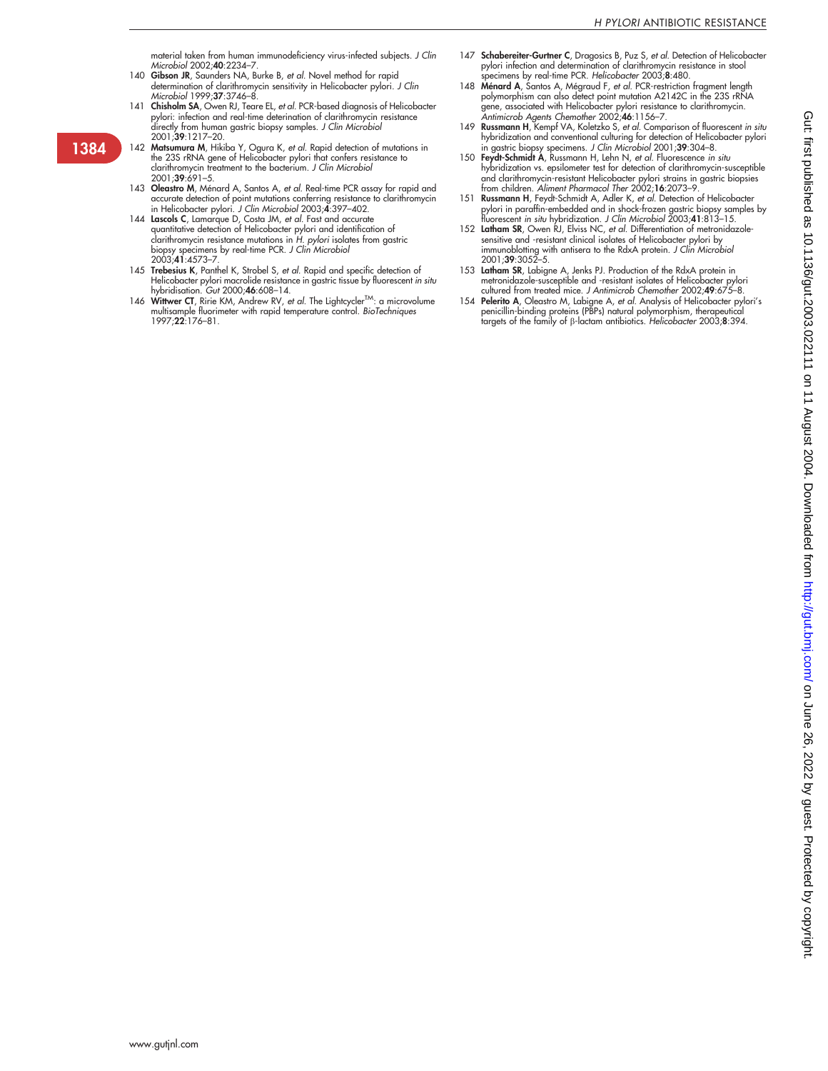material taken from human immunodeficiency virus-infected subjects. *J Clin Microbiol* 2002;**40**:2234–7.

140 **Gibson JR**, Saunders NA, Burke B, *et al*. Novel method for rapid determination of clarithromycin sensitivity in Helicobacter pylori. *J Clin Microbiol* 1999;**37**:3746–8.

141 **Chisholm SA**, Owen RJ, Teare EL, *et al*. PCR-based diagnosis of Helicobacter pylori: infection and real-time deterination of clarithromycin resistance directly from human gastric biopsy samples. *J Clin Microbiol* 2001;**39**:1217–20.

142 **Matsumura M**, Hikiba Y, Ogura K, *et al*. Rapid detection of mutations in the 23S rRNA gene of Helicobacter pylori that confers resistance to clarithromycin treatment to the bacterium. *J Clin Microbiol* 2001;**39**:691–5.

143 **Oleastro M**, Ménard A, Santos A, *et al*. Real-time PCR assay for rapid and accurate detection of point mutations conferring resistance to clarithromycin in Helicobacter pylori. *J Clin Microbiol* 2003;**4**:397–402.

144 **Lascols C**, Lamarque D, Costa JM, *et al*. Fast and accurate quantitative detection of Helicobacter pylori and identification of clarithromycin resistance mutations in *H. pylori* isolates from gastric biopsy specimens by real-time PCR. *J Clin Microbiol* 2003;**41**:4573–7.

145 **Trebesius K**, Panthel K, Strobel S, *et al*. Rapid and specific detection of Helicobacter pylori macrolide resistance in gastric tissue by fluorescent *in situ* hybridisation. *Gut* 2000;**46**:608–14.

146 **Wittwer CT**, Ririe KM, Andrew RV, *et al*. The Lightcycler™: a microvolume multisample fluorimeter with rapid temperature control. *BioTechniques* 1997;**22**:176–81.

147 **Schabereiter-Gurtner C**, Dragosics B, Puz S, *et al*. Detection of Helicobacter pylori infection and determination of clarithromycin resistance in stool specimens by real-time PCR. *Helicobacter* 2003;**8**:480.

148 **Ménard A**, Santos A, Mégraud F, *et al*. PCR-restriction fragment length polymorphism can also detect point mutation A2142C in the 23S rRNA gene, associated with Helicobacter pylori resistance to clarithromycin. *Antimicrob Agents Chemother* 2002;**46**:1156–7.

149 **Russmann H**, Kempf VA, Koletzko S, *et al*. Comparison of fluorescent *in situ* hybridization and conventional culturing for detection of Helicobacter pylori in gastric biopsy specimens. *J Clin Microbiol* 2001;**39**:304–8.

150 **Feydt-Schmidt A**, Russmann H, Lehn N, *et al*. Fluorescence *in situ* hybridization vs. epsilometer test for detection of clarithromycin-susceptible and clarithromycin-resistant Helicobacter pylori strains in gastric biopsies from children. *Aliment Pharmacol Ther* 2002;**16**:2073–9.

151 **Russmann H**, Feydt-Schmidt A, Adler K, *et al*. Detection of Helicobacter pylori in paraffin-embedded and in shock-frozen gastric biopsy samples by fluorescent *in situ* hybridization. *J Clin Microbiol* 2003;**41**:813–15.

152 **Latham SR**, Owen RJ, Elviss NC, *et al*. Differentiation of metronidazole-sensitive and -resistant clinical isolates of Helicobacter pylori by immunoblotting with antisera to the RdxA protein. *J Clin Microbiol* 2001;**39**:3052–5.

153 **Latham SR**, Labigne A, Jenks PJ. Production of the RdxA protein in metronidazole-susceptible and -resistant isolates of Helicobacter pylori cultured from treated mice. *J Antimicrob Chemother* 2002;**49**:675–8.

154 **Pelerito A**, Oleastro M, Labigne A, *et al*. Analysis of Helicobacter pylori's penicillin-binding proteins (PBPs) natural polymorphism, therapeutical targets of the family of β-lactam antibiotics. *Helicobacter* 2003;**8**:394.